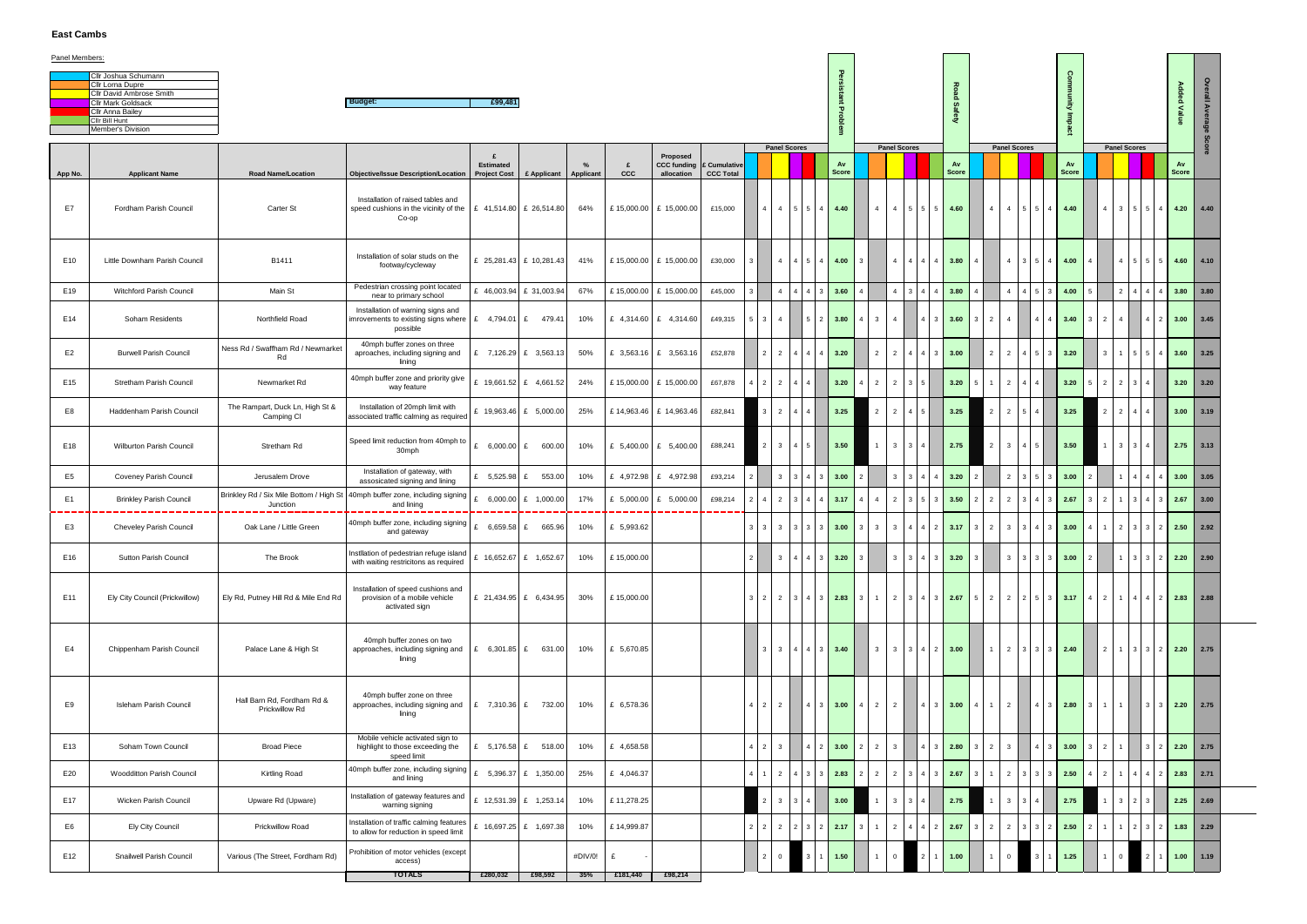# East Cambs

Panel Members:

- Cllr Joshua Schumann
- Cllr Lorna Dupre
- Cllr David Ambrose Smith
- Cllr Mark Goldsack
- Cllr Anna Bailey
- Cllr Bill Hunt
- Member's Division

**Budget:** £99,481

| App No. | Applicant Name | Road Name/Location | Objective/Issue Description/Location | £ Estimated Project Cost | £ Applicant | % Applicant | £ CCC | Proposed CCC funding allocation | £ Cumulative CCC Total | Persistant Problem | | | | | | | Road Safety | | | | | | | Community Impact | | | | | | | Added Value | | | | | | | Overall Average Score |
|---|---|---|---|---|---|---|---|---|---|---|---|---|---|---|---|---|---|---|---|---|---|---|---|---|---|---|---|---|---|---|---|---|---|---|---|---|---|---|
| | | | | | | | | | | Panel Scores | | | | | | Av Score | Panel Scores | | | | | | Av Score | Panel Scores | | | | | | Av Score | Panel Scores | | | | | | Av Score | |
| E7 | Fordham Parish Council | Carter St | Installation of raised tables and speed cushions in the vicinity of the Co-op | £ 41,514.80 | £ 26,514.80 | 64% | £ 15,000.00 | £ 15,000.00 | £15,000 | | 4 | 4 | 5 | 5 | 4 | 4.40 | | 4 | 4 | 5 | 5 | 5 | 4.60 | | 4 | 4 | 5 | 5 | 4 | 4.40 | | 4 | 3 | 5 | 5 | 4 | 4.20 | 4.40 |
| E10 | Little Downham Parish Council | B1411 | Installation of solar studs on the footway/cycleway | £ 25,281.43 | £ 10,281.43 | 41% | £ 15,000.00 | £ 15,000.00 | £30,000 | 3 | | 4 | 4 | 5 | 4 | 4.00 | 3 | | 4 | 4 | 4 | 4 | 3.80 | 4 | | 4 | 3 | 5 | 4 | 4.00 | 4 | | 4 | 5 | 5 | 5 | 4.60 | 4.10 |
| E19 | Witchford Parish Council | Main St | Pedestrian crossing point located near to primary school | £ 46,003.94 | £ 31,003.94 | 67% | £ 15,000.00 | £ 15,000.00 | £45,000 | 3 | | 4 | 4 | 4 | 3 | 3.60 | 4 | | 4 | 3 | 4 | 4 | 3.80 | 4 | | 4 | 4 | 5 | 3 | 4.00 | 5 | | 2 | 4 | 4 | 4 | 3.80 | 3.80 |
| E14 | Soham Residents | Northfield Road | Installation of warning signs and imrovements to existing signs where possible | £ 4,794.01 | £ 479.41 | 10% | £ 4,314.60 | £ 4,314.60 | £49,315 | 5 | 3 | 4 | | 5 | 2 | 3.80 | 4 | 3 | 4 | | 4 | 3 | 3.60 | 3 | 2 | 4 | | 4 | 4 | 3.40 | 3 | 2 | 4 | | 4 | 2 | 3.00 | 3.45 |
| E2 | Burwell Parish Council | Ness Rd / Swaffham Rd / Newmarket Rd | 40mph buffer zones on three aproaches, including signing and lining | £ 7,126.29 | £ 3,563.13 | 50% | £ 3,563.16 | £ 3,563.16 | £52,878 | | 2 | 2 | 4 | 4 | 4 | 3.20 | | 2 | 2 | 4 | 4 | 3 | 3.00 | | 2 | 2 | 4 | 5 | 3 | 3.20 | | 3 | 1 | 5 | 5 | 4 | 3.60 | 3.25 |
| E15 | Stretham Parish Council | Newmarket Rd | 40mph buffer zone and priority give way feature | £ 19,661.52 | £ 4,661.52 | 24% | £ 15,000.00 | £ 15,000.00 | £67,878 | 4 | 2 | 2 | 4 | 4 | | 3.20 | 4 | 2 | 2 | 3 | 5 | | 3.20 | 5 | 1 | 2 | 4 | 4 | | 3.20 | 5 | 2 | 2 | 3 | 4 | | 3.20 | 3.20 |
| E8 | Haddenham Parish Council | The Rampart, Duck Ln, High St & Camping Cl | Installation of 20mph limit with associated traffic calming as required | £ 19,963.46 | £ 5,000.00 | 25% | £ 14,963.46 | £ 14,963.46 | £82,841 | | 3 | 2 | 4 | 4 | | 3.25 | | 2 | 2 | 4 | 5 | | 3.25 | | 2 | 2 | 5 | 4 | | 3.25 | | 2 | 2 | 4 | 4 | | 3.00 | 3.19 |
| E18 | Wilburton Parish Council | Stretham Rd | Speed limit reduction from 40mph to 30mph | £ 6,000.00 | £ 600.00 | 10% | £ 5,400.00 | £ 5,400.00 | £88,241 | | 2 | 3 | 4 | 5 | | 3.50 | | 1 | 3 | 3 | 4 | | 2.75 | | 2 | 3 | 4 | 5 | | 3.50 | | 1 | 3 | 3 | 4 | | 2.75 | 3.13 |
| E5 | Coveney Parish Council | Jerusalem Drove | Installation of gateway, with assosicated signing and lining | £ 5,525.98 | £ 553.00 | 10% | £ 4,972.98 | £ 4,972.98 | £93,214 | 2 | | 3 | 3 | 4 | 3 | 3.00 | 2 | | 3 | 3 | 4 | 4 | 3.20 | 2 | | 2 | 3 | 5 | 3 | 3.00 | 2 | | 1 | 4 | 4 | 4 | 3.00 | 3.05 |
| E1 | Brinkley Parish Council | Brinkley Rd / Six Mile Bottom / High St Junction | 40mph buffer zone, including signing and lining | £ 6,000.00 | £ 1,000.00 | 17% | £ 5,000.00 | £ 5,000.00 | £98,214 | 2 | 4 | 2 | 3 | 4 | 4 | 3.17 | 4 | 4 | 2 | 3 | 5 | 3 | 3.50 | 2 | 2 | 2 | 3 | 4 | 3 | 2.67 | 3 | 2 | 1 | 3 | 4 | 3 | 2.67 | 3.00 |
| E3 | Cheveley Parish Council | Oak Lane / Little Green | 40mph buffer zone, including signing and gateway | £ 6,659.58 | £ 665.96 | 10% | £ 5,993.62 | | | 3 | 3 | 3 | 3 | 3 | 3 | 3.00 | 3 | 3 | 3 | 4 | 4 | 2 | 3.17 | 3 | 2 | 3 | 3 | 4 | 3 | 3.00 | 4 | 1 | 2 | 3 | 3 | 2 | 2.50 | 2.92 |
| E16 | Sutton Parish Council | The Brook | Instllation of pedestrian refuge island with waiting restricitons as required | £ 16,652.67 | £ 1,652.67 | 10% | £ 15,000.00 | | | 2 | | 3 | 4 | 4 | 3 | 3.20 | 3 | | 3 | 3 | 4 | 3 | 3.20 | 3 | | 3 | 3 | 3 | 3 | 3.00 | 2 | | 1 | 3 | 3 | 2 | 2.20 | 2.90 |
| E11 | Ely City Council (Prickwillow) | Ely Rd, Putney Hill Rd & Mile End Rd | Installation of speed cushions and provision of a mobile vehicle activated sign | £ 21,434.95 | £ 6,434.95 | 30% | £ 15,000.00 | | | 3 | 2 | 2 | 3 | 4 | 3 | 2.83 | 3 | 1 | 2 | 3 | 4 | 3 | 2.67 | 5 | 2 | 2 | 2 | 5 | 3 | 3.17 | 4 | 2 | 1 | 4 | 4 | 2 | 2.83 | 2.88 |
| E4 | Chippenham Parish Council | Palace Lane & High St | 40mph buffer zones on two approaches, including signing and lining | £ 6,301.85 | £ 631.00 | 10% | £ 5,670.85 | | | | 3 | 3 | 4 | 4 | 3 | 3.40 | | 3 | 3 | 3 | 4 | 2 | 3.00 | | 1 | 2 | 3 | 3 | 3 | 2.40 | | 2 | 1 | 3 | 3 | 2 | 2.20 | 2.75 |
| E9 | Isleham Parish Council | Hall Barn Rd, Fordham Rd & Prickwillow Rd | 40mph buffer zone on three approaches, including signing and lining | £ 7,310.36 | £ 732.00 | 10% | £ 6,578.36 | | | 4 | 2 | 2 | | 4 | 3 | 3.00 | 4 | 2 | 2 | | 4 | 3 | 3.00 | 4 | 1 | 2 | | 4 | 3 | 2.80 | 3 | 1 | 1 | | 3 | 3 | 2.20 | 2.75 |
| E13 | Soham Town Council | Broad Piece | Mobile vehicle activated sign to highlight to those exceeding the speed limit | £ 5,176.58 | £ 518.00 | 10% | £ 4,658.58 | | | 4 | 2 | 3 | | 4 | 2 | 3.00 | 2 | 2 | 3 | | 4 | 3 | 2.80 | 3 | 2 | 3 | | 4 | 3 | 3.00 | 3 | 2 | 1 | | 3 | 2 | 2.20 | 2.75 |
| E20 | Woodditton Parish Council | Kirtling Road | 40mph buffer zone, including signing and lining | £ 5,396.37 | £ 1,350.00 | 25% | £ 4,046.37 | | | 4 | 1 | 2 | 4 | 3 | 3 | 2.83 | 2 | 2 | 2 | 3 | 4 | 3 | 2.67 | 3 | 1 | 2 | 3 | 3 | 3 | 2.50 | 4 | 2 | 1 | 4 | 4 | 2 | 2.83 | 2.71 |
| E17 | Wicken Parish Council | Upware Rd (Upware) | Installation of gateway features and warning signing | £ 12,531.39 | £ 1,253.14 | 10% | £ 11,278.25 | | | | 2 | 3 | 3 | 4 | | 3.00 | | 1 | 3 | 3 | 4 | | 2.75 | | 1 | 3 | 3 | 4 | | 2.75 | | 1 | 3 | 2 | 3 | | 2.25 | 2.69 |
| E6 | Ely City Council | Prickwillow Road | Installation of traffic calming features to allow for reduction in speed limit | £ 16,697.25 | £ 1,697.38 | 10% | £ 14,999.87 | | | 2 | 2 | 2 | 2 | 3 | 2 | 2.17 | 3 | 1 | 2 | 4 | 4 | 2 | 2.67 | 3 | 2 | 2 | 3 | 3 | 2 | 2.50 | 2 | 1 | 1 | 2 | 3 | 2 | 1.83 | 2.29 |
| E12 | Snailwell Parish Council | Various (The Street, Fordham Rd) | Prohibition of motor vehicles (except access) | | | #DIV/0! | £ - | | | | 2 | 0 | | 3 | 1 | 1.50 | | 1 | 0 | | 2 | 1 | 1.00 | | 1 | 0 | | 3 | 1 | 1.25 | | 1 | 0 | | 2 | 1 | 1.00 | 1.19 |
| | | | **TOTALS** | £280,032 | £98,592 | 35% | £181,440 | £98,214 | | | | | | | | | | | | | | | | | | | | | | | | | | | | | | |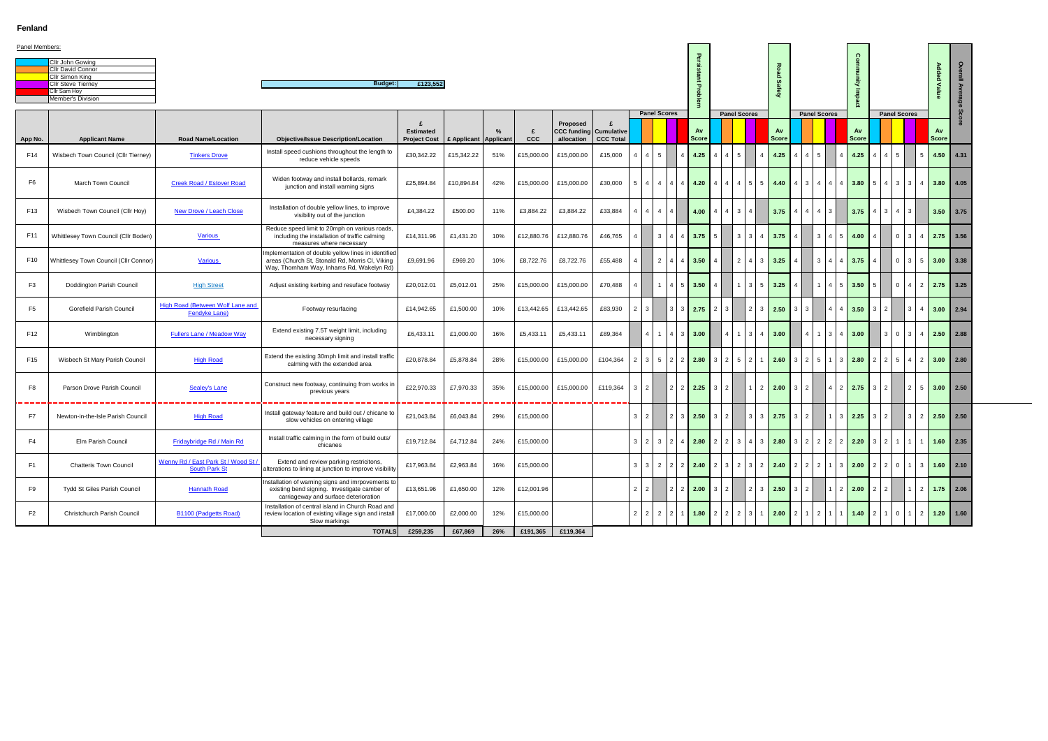# Fenland

Panel Members:

- Cllr John Gowing
- Cllr David Connor
- Cllr Simon King
- Cllr Steve Tierney
- Cllr Sam Hoy
- Member's Division

**Budget:** £123,552

| App No. | Applicant Name | Road Name/Location | Objective/Issue Description/Location | £ Estimated Project Cost | £ Applicant | % Applicant | £ CCC | Proposed CCC funding allocation | £ Cumulative CCC Total | Persistant Problem | | | | | | Road Safety | | | | | | Community Impact | | | | | | Added Value | | | | | | Overall Average Score |
|---|---|---|---|---|---|---|---|---|---|---|---|---|---|---|---|---|---|---|---|---|---|---|---|---|---|---|---|---|---|---|---|---|---|---|
| | | | | | | | | | | Panel Scores | | | | | Av Score | Panel Scores | | | | | Av Score | Panel Scores | | | | | Av Score | Panel Scores | | | | | Av Score | |
| F14 | Wisbech Town Council (Cllr Tierney) | Tinkers Drove | Install speed cushions throughout the length to reduce vehicle speeds | £30,342.22 | £15,342.22 | 51% | £15,000.00 | £15,000.00 | £15,000 | 4 | 4 | 5 | | 4 | 4.25 | 4 | 4 | 5 | | 4 | 4.25 | 4 | 4 | 5 | | 4 | 4.25 | 4 | 4 | 5 | | 5 | 4.50 | 4.31 |
| F6 | March Town Council | Creek Road / Estover Road | Widen footway and install bollards, remark junction and install warning signs | £25,894.84 | £10,894.84 | 42% | £15,000.00 | £15,000.00 | £30,000 | 5 | 4 | 4 | 4 | 4 | 4.20 | 4 | 4 | 4 | 5 | 5 | 4.40 | 4 | 3 | 4 | 4 | 4 | 3.80 | 5 | 4 | 3 | 3 | 4 | 3.80 | 4.05 |
| F13 | Wisbech Town Council (Cllr Hoy) | New Drove / Leach Close | Installation of double yellow lines, to improve visibility out of the junction | £4,384.22 | £500.00 | 11% | £3,884.22 | £3,884.22 | £33,884 | 4 | 4 | 4 | 4 | | 4.00 | 4 | 4 | 3 | 4 | | 3.75 | 4 | 4 | 4 | 3 | | 3.75 | 4 | 3 | 4 | 3 | | 3.50 | 3.75 |
| F11 | Whittlesey Town Council (Cllr Boden) | Various | Reduce speed limit to 20mph on various roads, including the installation of traffic calming measures where necessary | £14,311.96 | £1,431.20 | 10% | £12,880.76 | £12,880.76 | £46,765 | 4 | | 3 | 4 | 4 | 3.75 | 5 | | 3 | 3 | 4 | 3.75 | 4 | | 3 | 4 | 5 | 4.00 | 4 | | 0 | 3 | 4 | 2.75 | 3.56 |
| F10 | Whittlesey Town Council (Cllr Connor) | Various | Implementation of double yellow lines in identified areas (Church St, Stonald Rd, Morris Cl, Viking Way, Thornham Way, Inhams Rd, Wakelyn Rd) | £9,691.96 | £969.20 | 10% | £8,722.76 | £8,722.76 | £55,488 | 4 | | 2 | 4 | 4 | 3.50 | 4 | | 2 | 4 | 3 | 3.25 | 4 | | 3 | 4 | 4 | 3.75 | 4 | | 0 | 3 | 5 | 3.00 | 3.38 |
| F3 | Doddington Parish Council | High Street | Adjust existing kerbing and resuface footway | £20,012.01 | £5,012.01 | 25% | £15,000.00 | £15,000.00 | £70,488 | 4 | | 1 | 4 | 5 | 3.50 | 4 | | 1 | 3 | 5 | 3.25 | 4 | | 1 | 4 | 5 | 3.50 | 5 | | 0 | 4 | 2 | 2.75 | 3.25 |
| F5 | Gorefield Parish Council | High Road (Between Wolf Lane and Fendyke Lane) | Footway resurfacing | £14,942.65 | £1,500.00 | 10% | £13,442.65 | £13,442.65 | £83,930 | 2 | 3 | | 3 | 3 | 2.75 | 2 | 3 | | 2 | 3 | 2.50 | 3 | 3 | | 4 | 4 | 3.50 | 3 | 2 | | 3 | 4 | 3.00 | 2.94 |
| F12 | Wimblington | Fullers Lane / Meadow Way | Extend existing 7.5T weight limit, including necessary signing | £6,433.11 | £1,000.00 | 16% | £5,433.11 | £5,433.11 | £89,364 | | 4 | 1 | 4 | 3 | 3.00 | | 4 | 1 | 3 | 4 | 3.00 | | 4 | 1 | 3 | 4 | 3.00 | | 3 | 0 | 3 | 4 | 2.50 | 2.88 |
| F15 | Wisbech St Mary Parish Council | High Road | Extend the existing 30mph limit and install traffic calming with the extended area | £20,878.84 | £5,878.84 | 28% | £15,000.00 | £15,000.00 | £104,364 | 2 | 3 | 5 | 2 | 2 | 2.80 | 3 | 2 | 5 | 2 | 1 | 2.60 | 3 | 2 | 5 | 1 | 3 | 2.80 | 2 | 2 | 5 | 4 | 2 | 3.00 | 2.80 |
| F8 | Parson Drove Parish Council | Sealey's Lane | Construct new footway, continuing from works in previous years | £22,970.33 | £7,970.33 | 35% | £15,000.00 | £15,000.00 | £119,364 | 3 | 2 | | 2 | 2 | 2.25 | 3 | 2 | | 1 | 2 | 2.00 | 3 | 2 | | 4 | 2 | 2.75 | 3 | 2 | | 2 | 5 | 3.00 | 2.50 |
| F7 | Newton-in-the-Isle Parish Council | High Road | Install gateway feature and build out / chicane to slow vehicles on entering village | £21,043.84 | £6,043.84 | 29% | £15,000.00 | | | 3 | 2 | | 2 | 3 | 2.50 | 3 | 2 | | 3 | 3 | 2.75 | 3 | 2 | | 1 | 3 | 2.25 | 3 | 2 | | 3 | 2 | 2.50 | 2.50 |
| F4 | Elm Parish Council | Fridaybridge Rd / Main Rd | Install traffic calming in the form of build outs/ chicanes | £19,712.84 | £4,712.84 | 24% | £15,000.00 | | | 3 | 2 | 3 | 2 | 4 | 2.80 | 2 | 2 | 3 | 4 | 3 | 2.80 | 3 | 2 | 2 | 2 | 2 | 2.20 | 3 | 2 | 1 | 1 | 1 | 1.60 | 2.35 |
| F1 | Chatteris Town Council | Wenny Rd / East Park St / Wood St / South Park St | Extend and review parking restricitons, alterations to lining at junction to improve visibility | £17,963.84 | £2,963.84 | 16% | £15,000.00 | | | 3 | 3 | 2 | 2 | 2 | 2.40 | 2 | 3 | 2 | 3 | 2 | 2.40 | 2 | 2 | 2 | 1 | 3 | 2.00 | 2 | 2 | 0 | 1 | 3 | 1.60 | 2.10 |
| F9 | Tydd St Giles Parish Council | Hannath Road | Installation of warning signs and imrpovements to existing bend signing. Investigate camber of carriageway and surface deterioration | £13,651.96 | £1,650.00 | 12% | £12,001.96 | | | 2 | 2 | | 2 | 2 | 2.00 | 3 | 2 | | 2 | 3 | 2.50 | 3 | 2 | | 1 | 2 | 2.00 | 2 | 2 | | 1 | 2 | 1.75 | 2.06 |
| F2 | Christchurch Parish Council | B1100 (Padgetts Road) | Installation of central island in Church Road and review location of existing village sign and install Slow markings | £17,000.00 | £2,000.00 | 12% | £15,000.00 | | | 2 | 2 | 2 | 2 | 1 | 1.80 | 2 | 2 | 2 | 3 | 1 | 2.00 | 2 | 1 | 2 | 1 | 1 | 1.40 | 2 | 1 | 0 | 1 | 2 | 1.20 | 1.60 |
| | | | **TOTALS** | £259,235 | £67,869 | 26% | £191,365 | £119,364 | | | | | | | | | | | | | | | | | | | | | | | | | | |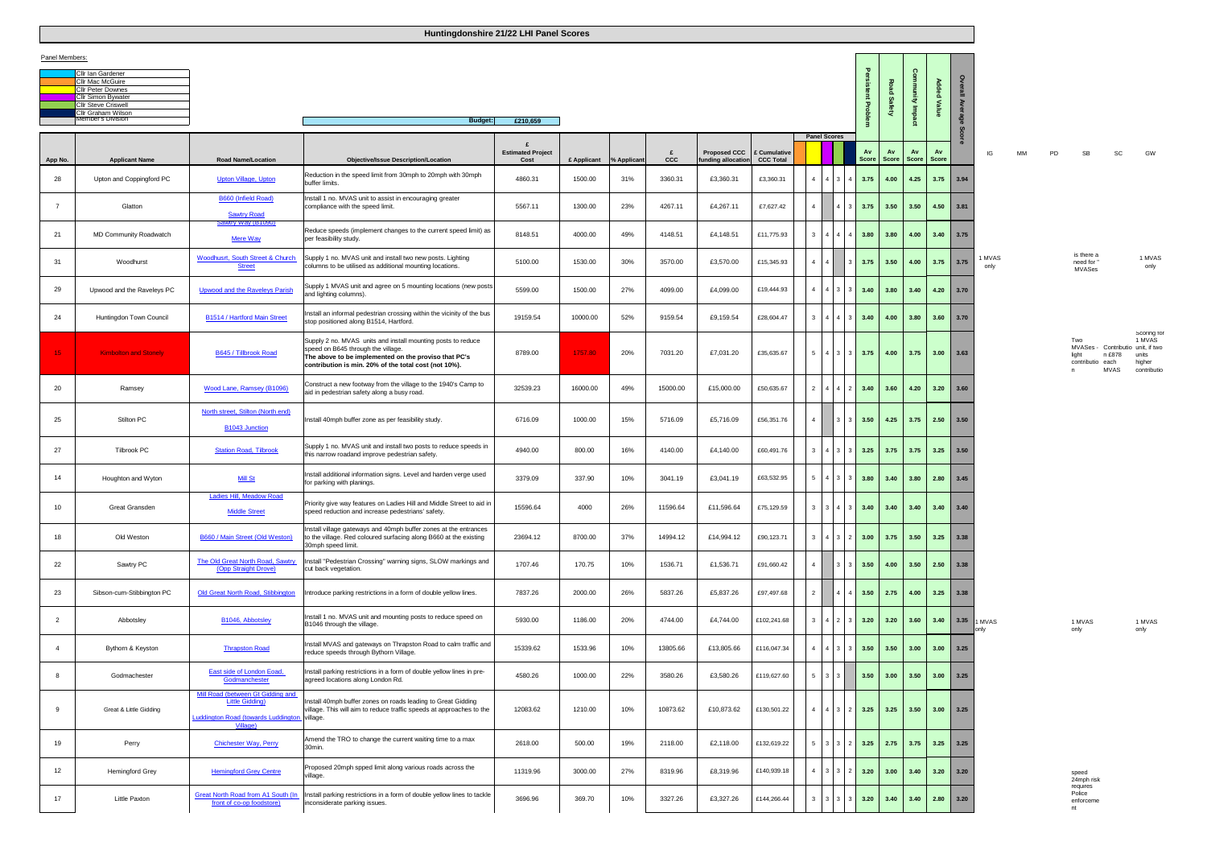# Huntingdonshire 21/22 LHI Panel Scores

**Panel Members:**

- Cllr Ian Gardener
- Cllr Mac McGuire
- Cllr Peter Downes
- Cllr Simon Bywater
- Cllr Steve Criswell
- Cllr Graham Wilson
- Member's Division

**Budget:** £210,659

| App No. | Applicant Name | Road Name/Location | Objective/Issue Description/Location | £ Estimated Project Cost | £ Applicant | % Applicant | £ CCC | Proposed CCC funding allocation | £ Cumulative CCC Total | Panel Scores | | | | Persistent Problem Av Score | Road Safety Av Score | Community Impact Av Score | Added Value Av Score | Overall Average Score | IG | MM | PD | SB | SC | GW |
|---|---|---|---|---|---|---|---|---|---|---|---|---|---|---|---|---|---|---|---|---|---|---|---|---|
| 28 | Upton and Coppingford PC | Upton Village, Upton | Reduction in the speed limit from 30mph to 20mph with 30mph buffer limits. | 4860.31 | 1500.00 | 31% | 3360.31 | £3,360.31 | £3,360.31 | 4 | 4 | 3 | 4 | 3.75 | 4.00 | 4.25 | 3.75 | 3.94 | | | | | | |
| 7 | Glatton | B660 (Infield Road) Sawtry Road | Install 1 no. MVAS unit to assist in encouraging greater compliance with the speed limit. | 5567.11 | 1300.00 | 23% | 4267.11 | £4,267.11 | £7,627.42 | 4 | | 4 | 3 | 3.75 | 3.50 | 3.50 | 4.50 | 3.81 | | | | | | |
| 21 | MD Community Roadwatch | Sawtry Way (B1090) Mere Way | Reduce speeds (implement changes to the current speed limit) as per feasibility study. | 8148.51 | 4000.00 | 49% | 4148.51 | £4,148.51 | £11,775.93 | 3 | 4 | 4 | 4 | 3.80 | 3.80 | 4.00 | 3.40 | 3.75 | | | | | | |
| 31 | Woodhurst | Woodhusrt, South Street & Church Street | Supply 1 no. MVAS unit and install two new posts. Lighting columns to be utilised as additional mounting locations. | 5100.00 | 1530.00 | 30% | 3570.00 | £3,570.00 | £15,345.93 | 4 | 4 | | 3 | 3.75 | 3.50 | 4.00 | 3.75 | 3.75 | 1 MVAS only | | | is there a need for '' MVASes | | 1 MVAS only |
| 29 | Upwood and the Raveleys PC | Upwood and the Raveleys Parish | Supply 1 MVAS unit and agree on 5 mounting locations (new posts and lighting columns). | 5599.00 | 1500.00 | 27% | 4099.00 | £4,099.00 | £19,444.93 | 4 | 4 | 3 | 3 | 3.40 | 3.80 | 3.40 | 4.20 | 3.70 | | | | | | |
| 24 | Huntingdon Town Council | B1514 / Hartford Main Street | Install an informal pedestrian crossing within the vicinity of the bus stop positioned along B1514, Hartford. | 19159.54 | 10000.00 | 52% | 9159.54 | £9,159.54 | £28,604.47 | 3 | 4 | 4 | 3 | 3.40 | 4.00 | 3.80 | 3.60 | 3.70 | | | | | | |
| 15 | Kimbolton and Stonely | B645 / Tillbrook Road | Supply 2 no. MVAS units and install mounting posts to reduce speed on B645 through the village. **The above to be implemented on the proviso that PC's contribution is min. 20% of the total cost (not 10%).** | 8789.00 | 1757.80 | 20% | 7031.20 | £7,031.20 | £35,635.67 | 5 | 4 | 3 | 3 | 3.75 | 4.00 | 3.75 | 3.00 | 3.63 | | | | Two MVASes - light contributio n | Contributio n £878 each MVAS | Scoring for 1 MVAS unit, if two units higher contributio |
| 20 | Ramsey | Wood Lane, Ramsey (B1096) | Construct a new footway from the village to the 1940's Camp to aid in pedestrian safety along a busy road. | 32539.23 | 16000.00 | 49% | 15000.00 | £15,000.00 | £50,635.67 | 2 | 4 | 4 | 2 | 3.40 | 3.60 | 4.20 | 3.20 | 3.60 | | | | | | |
| 25 | Stilton PC | North street, Stilton (North end) B1043 Junction | Install 40mph buffer zone as per feasibility study. | 6716.09 | 1000.00 | 15% | 5716.09 | £5,716.09 | £56,351.76 | 4 | | 3 | 3 | 3.50 | 4.25 | 3.75 | 2.50 | 3.50 | | | | | | |
| 27 | Tilbrook PC | Station Road, Tilbrook | Supply 1 no. MVAS unit and install two posts to reduce speeds in this narrow roadand improve pedestrian safety. | 4940.00 | 800.00 | 16% | 4140.00 | £4,140.00 | £60,491.76 | 3 | 4 | 3 | 3 | 3.25 | 3.75 | 3.75 | 3.25 | 3.50 | | | | | | |
| 14 | Houghton and Wyton | Mill St | Install additional information signs. Level and harden verge used for parking with planings. | 3379.09 | 337.90 | 10% | 3041.19 | £3,041.19 | £63,532.95 | 5 | 4 | 3 | 3 | 3.80 | 3.40 | 3.80 | 2.80 | 3.45 | | | | | | |
| 10 | Great Gransden | Ladies Hill, Meadow Road Middle Street | Priority give way features on Ladies Hill and Middle Street to aid in speed reduction and increase pedestrians' safety. | 15596.64 | 4000 | 26% | 11596.64 | £11,596.64 | £75,129.59 | 3 | 3 | 4 | 3 | 3.40 | 3.40 | 3.40 | 3.40 | 3.40 | | | | | | |
| 18 | Old Weston | B660 / Main Street (Old Weston) | Install village gateways and 40mph buffer zones at the entrances to the village. Red coloured surfacing along B660 at the existing 30mph speed limit. | 23694.12 | 8700.00 | 37% | 14994.12 | £14,994.12 | £90,123.71 | 3 | 4 | 3 | 2 | 3.00 | 3.75 | 3.50 | 3.25 | 3.38 | | | | | | |
| 22 | Sawtry PC | The Old Great North Road, Sawtry (Opp Straight Drove) | Install "Pedestrian Crossing" warning signs, SLOW markings and cut back vegetation. | 1707.46 | 170.75 | 10% | 1536.71 | £1,536.71 | £91,660.42 | 4 | | 3 | 3 | 3.50 | 4.00 | 3.50 | 2.50 | 3.38 | | | | | | |
| 23 | Sibson-cum-Stibbington PC | Old Great North Road, Stibbington | Introduce parking restrictions in a form of double yellow lines. | 7837.26 | 2000.00 | 26% | 5837.26 | £5,837.26 | £97,497.68 | 2 | | 4 | 4 | 3.50 | 2.75 | 4.00 | 3.25 | 3.38 | | | | | | |
| 2 | Abbotsley | B1046, Abbotsley | Install 1 no. MVAS unit and mounting posts to reduce speed on B1046 through the village. | 5930.00 | 1186.00 | 20% | 4744.00 | £4,744.00 | £102,241.68 | 3 | 4 | 2 | 3 | 3.20 | 3.20 | 3.60 | 3.40 | 3.35 | 1 MVAS only | | | 1 MVAS only | | 1 MVAS only |
| 4 | Bythorn & Keyston | Thrapston Road | Install MVAS and gateways on Thrapston Road to calm traffic and reduce speeds through Bythorn Village. | 15339.62 | 1533.96 | 10% | 13805.66 | £13,805.66 | £116,047.34 | 4 | 4 | 3 | 3 | 3.50 | 3.50 | 3.00 | 3.00 | 3.25 | | | | | | |
| 8 | Godmachester | East side of London Eoad, Godmanchester | Install parking restrictions in a form of double yellow lines in pre-agreed locations along London Rd. | 4580.26 | 1000.00 | 22% | 3580.26 | £3,580.26 | £119,627.60 | 5 | 3 | 3 | | 3.50 | 3.00 | 3.50 | 3.00 | 3.25 | | | | | | |
| 9 | Great & Little Gidding | Mill Road (between Gt Gidding and Little Gidding) Luddington Road (towards Luddington Village) | Install 40mph buffer zones on roads leading to Great Gidding village. This will aim to reduce traffic speeds at approaches to the village. | 12083.62 | 1210.00 | 10% | 10873.62 | £10,873.62 | £130,501.22 | 4 | 4 | 3 | 2 | 3.25 | 3.25 | 3.50 | 3.00 | 3.25 | | | | | | |
| 19 | Perry | Chichester Way, Perry | Amend the TRO to change the current waiting time to a max 30min. | 2618.00 | 500.00 | 19% | 2118.00 | £2,118.00 | £132,619.22 | 5 | 3 | 3 | 2 | 3.25 | 2.75 | 3.75 | 3.25 | 3.25 | | | | | | |
| 12 | Hemingford Grey | Hemingford Grey Centre | Proposed 20mph spped limit along various roads across the village. | 11319.96 | 3000.00 | 27% | 8319.96 | £8,319.96 | £140,939.18 | 4 | 3 | 3 | 2 | 3.20 | 3.00 | 3.40 | 3.20 | 3.20 | | | | speed 24mph risk | | |
| 17 | Little Paxton | Great North Road from A1 South (In front of co-op foodstore) | Install parking restrictions in a form of double yellow lines to tackle inconsiderate parking issues. | 3696.96 | 369.70 | 10% | 3327.26 | £3,327.26 | £144,266.44 | 3 | 3 | 3 | 3 | 3.20 | 3.40 | 3.40 | 2.80 | 3.20 | | | | requires Police enforceme nt | | |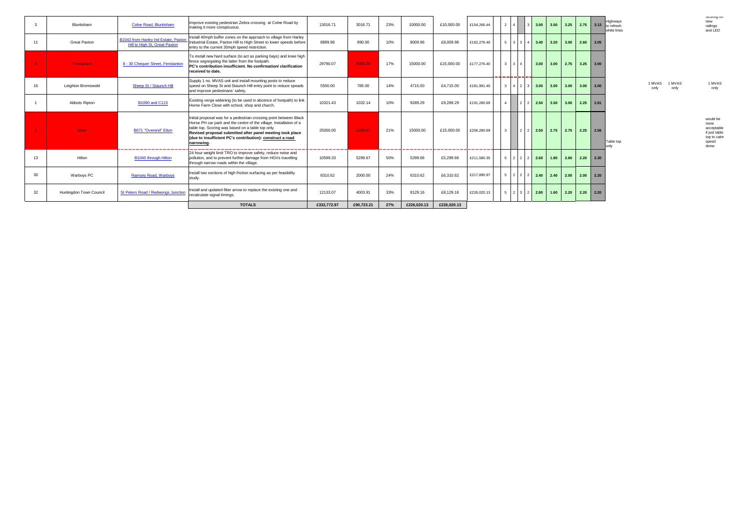| | | | | | | | | | | | | | | | | | | | | | | |
|---|---|---|---|---|---|---|---|---|---|---|---|---|---|---|---|---|---|---|---|---|---|---|
| 3 | Bluntisham | Colne Road, Bluntisham | Improve existing pedestrian Zebra crossing at Colne Road by making it more conspicuous. | 13016.71 | 3016.71 | 23% | 10000.00 | £10,000.00 | £154,266.44 | 2 | 4 | | 3 | 3.00 | 3.50 | 3.25 | 2.75 | 3.13 | Highways to refresh white lines | | | Scoring on new railings and LED |
| 11 | Great Paxton | B1043 from Harley Ind Estate, Paxton Hill to High St, Great Paxton | Install 40mph buffer zones on the approach to village from Harley Industrial Estate, Paxton Hill to High Street to lower speeds before entry to the current 30mph speed restriction. | 8899.96 | 890.00 | 10% | 8009.96 | £8,009.96 | £162,276.40 | 5 | 3 | 3 | 4 | 3.40 | 3.20 | 3.00 | 2.60 | 3.05 | | | | |
| 6 | Fenstanton | 8 - 30 Chequer Street, Fenstanton | To install new hard surface (to act as parking bays) and knee high fence segregating the latter from the footpath. **PC's contribution insufficient. No confirmation/ clarification received to date.** | 29790.07 | 5000.00 | 17% | 15000.00 | £15,000.00 | £177,276.40 | 3 | 3 | 4 | | 3.00 | 3.00 | 2.75 | 3.25 | 3.00 | | | | |
| 16 | Leighton Bromswold | Sheep St / Staunch Hill | Supply 1 no. MVAS unit and install mounting posts to reduce speed on Sheep St and Staunch Hill entry point to reduce speads and improve pedestrians' safety. | 5500.00 | 785.00 | 14% | 4715.00 | £4,715.00 | £181,991.40 | 3 | 4 | 2 | 3 | 3.00 | 3.00 | 3.00 | 3.00 | 3.00 | | 1 MVAS only | 1 MVAS only | 1 MVAS only |
| 1 | Abbots Ripton | B1090 and C115 | Existing verge widening (to be used in abcence of footpath) to link Home Farm Close with school, shop and church. | 10321.43 | 1032.14 | 10% | 9289.29 | £9,289.29 | £191,280.69 | 4 | | 2 | 2 | 2.50 | 3.50 | 3.00 | 2.25 | 2.81 | | | | |
| 5 | Elton | B671 "Overend" Elton | Initial proposal was for a pedestrian crossing point between Black Horse PH car park and the centre of the village. Installation of a table top. Scoring was based on a table top only. **Revised proposal submitted after panel meeting took place (due to insufficient PC's contribution): construct a road narrowing.** | 25000.00 | 5299.67 | 21% | 15000.00 | £15,000.00 | £206,280.69 | 3 | | 2 | 2 | 2.50 | 2.75 | 2.75 | 2.25 | 2.56 | Table top only | | | would be more acceptable if just table top to calm speed donw |
| 13 | Hilton | B1040 through Hilton | 24 hour weight limit TRO to improve safety, reduce noise and pollution, and to prevent further damage from HGVs travelling through narrow roads within the village. | 10599.33 | 5299.67 | 50% | 5299.66 | £5,299.66 | £211,580.35 | 5 | 2 | 2 | 2 | 2.60 | 1.80 | 2.60 | 2.20 | 2.30 | | | | |
| 30 | Warboys PC | Ramsey Road, Warboys | Install two sections of high friction surfacing as per feasibility study. | 8310.62 | 2000.00 | 24% | 6310.62 | £6,310.62 | £217,890.97 | 5 | 2 | 2 | 2 | 2.40 | 2.40 | 2.00 | 2.00 | 2.20 | | | | |
| 32 | Huntingdon Town Council | St Peters Road / Redwongs Junction | Install and updated filter arrow to replace the existing one and recalculate signal timings. | 12133.07 | 4003.91 | 33% | 8129.16 | £8,129.16 | £226,020.13 | 5 | 2 | 3 | 2 | 2.80 | 1.60 | 2.20 | 2.20 | 2.20 | | | | |
| | | | **TOTALS** | **£332,772.97** | **£90,723.21** | **27%** | **£226,020.13** | **£226,020.13** | | | | | | | | | | | | | | |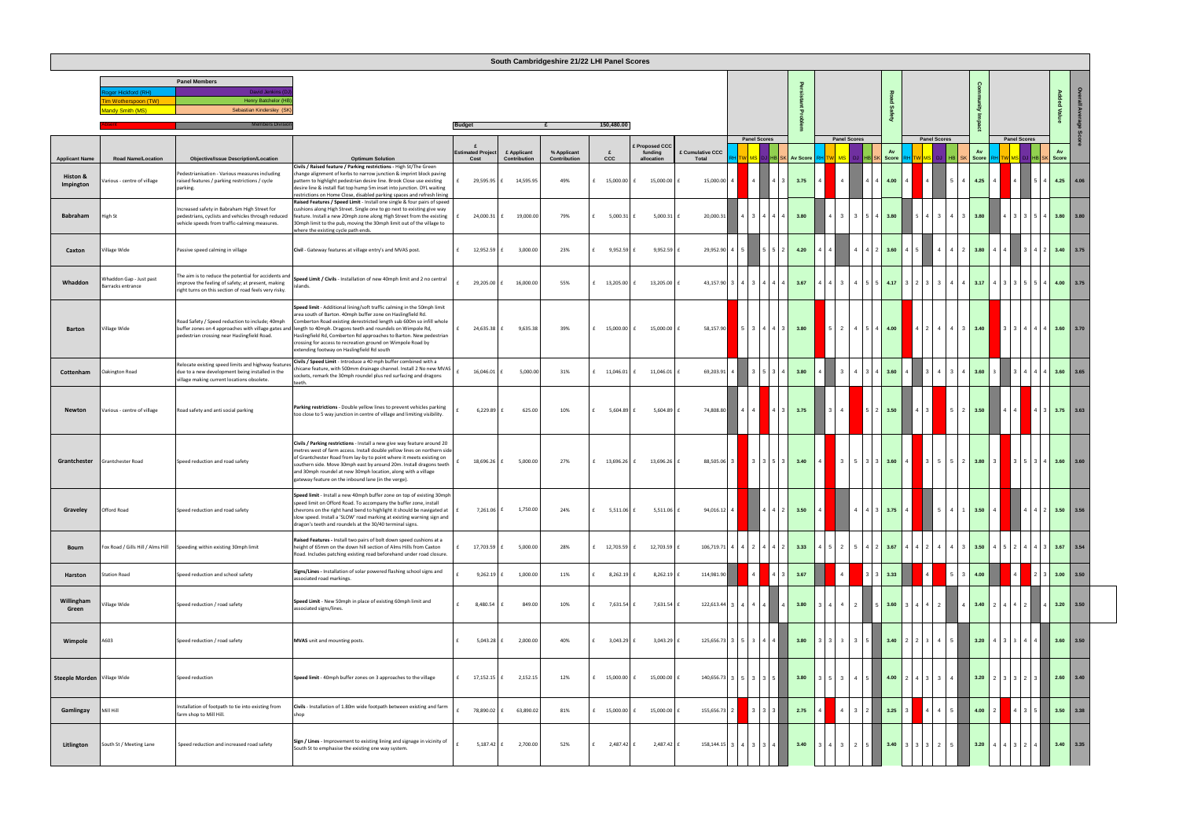# South Cambridgeshire 21/22 LHI Panel Scores

| Panel Members | |
|---|---|
| Roger Hickford (RH) | David Jenkins (DJ) |
| Tim Wotherspoon (TW) | Henry Batchelor (HB) |
| Mandy Smith (MS) | Sebastian Kindersley (SK) |
| Absent | Members Division |

**Budget** £ 150,480.00

| Applicant Name | Road Name/Location | Objective/Issue Description/Location | Optimum Solution | £ Estimated Project Cost | £ Applicant Contribution | % Applicant Contribution | £ CCC | £ Proposed CCC funding allocation | £ Cumulative CCC Total | Persistent Problem – Panel Scores | | | | | | | Road Safety – Panel Scores | | | | | | | Community Impact – Panel Scores | | | | | | | Added Value – Panel Scores | | | | | | | Overall Average Score |
|---|---|---|---|---|---|---|---|---|---|---|---|---|---|---|---|---|---|---|---|---|---|---|---|---|---|---|---|---|---|---|---|---|---|---|---|---|---|---|
| | | | | | | | | | | RH | TW | MS | DJ | HB | SK | Av Score | RH | TW | MS | DJ | HB | SK | Av Score | RH | TW | MS | DJ | HB | SK | Av Score | RH | TW | MS | DJ | HB | SK | Av Score | |
| Histon & Impington | Various - centre of village | Pedestrianisation - Various measures including raised features / parking restrictions / cycle parking. | Civils / Raised feature / Parking restrictions - High St/The Green change alignment of kerbs to narrow junction & imprint block paving pattern to highlight pedestrian desire line. Brook Close use existing desire line & install flat top hump 5m inset into junction. DYL waiting restrictions on Home Close, disabled parking spaces and refresh lining. | £ 29,595.95 | £ 14,595.95 | 49% | £ 15,000.00 | £ 15,000.00 | £ 15,000.00 | 4 | | 4 | | 4 | 3 | 3.75 | 4 | | 4 | | 4 | 4 | 4.00 | 4 | | 4 | | 5 | 4 | 4.25 | 4 | | 4 | | 5 | 4 | 4.25 | 4.06 |
| Babraham | High St | Increased safety in Babraham High Street for pedestrians, cyclists and vehicles through reduced vehicle speeds from traffic-calming measures. | Raised Features / Speed Limit - Install one single & four pairs of speed cushions along High Street. Single one to go next to existing give way feature. Install a new 20mph zone along High Street from the existing 30mph limit to the pub, moving the 30mph limit out of the village to where the existing cycle path ends. | £ 24,000.31 | £ 19,000.00 | 79% | £ 5,000.31 | £ 5,000.31 | £ 20,000.31 | | 4 | 3 | 4 | 4 | 4 | 3.80 | | 4 | 3 | 3 | 5 | 4 | 3.80 | | 5 | 4 | 3 | 4 | 3 | 3.80 | | 4 | 3 | 3 | 5 | 4 | 3.80 | 3.80 |
| Caxton | Village Wide | Passive speed calming in village | Civil - Gateway features at village entry's and MVAS post. | £ 12,952.59 | £ 3,000.00 | 23% | £ 9,952.59 | £ 9,952.59 | £ 29,952.90 | 4 | 5 | | 5 | 5 | 2 | 4.20 | 4 | 4 | | 4 | 4 | 2 | 3.60 | 4 | 5 | | 4 | 4 | 2 | 3.80 | 4 | 4 | | 3 | 4 | 2 | 3.40 | 3.75 |
| Whaddon | Whaddon Gap - Just past Barracks entrance | The aim is to reduce the potential for accidents and improve the feeling of safety; at present, making right turns on this section of road feels very risky. | Speed Limit / Civils - Installation of new 40mph limit and 2 no central islands. | £ 29,205.00 | £ 16,000.00 | 55% | £ 13,205.00 | £ 13,205.00 | £ 43,157.90 | 3 | 4 | 3 | 4 | 4 | 4 | 3.67 | 4 | 4 | 3 | 4 | 5 | 5 | 4.17 | 3 | 2 | 3 | 3 | 4 | 4 | 3.17 | 4 | 3 | 3 | 5 | 5 | 4 | 4.00 | 3.75 |
| Barton | Village Wide | Road Safety / Speed reduction to include; 40mph buffer zones on 4 approaches with village gates and pedestrian crossing near Haslingfield Road. | Speed limit - Additional lining/soft traffic calming in the 50mph limit area south of Barton. 40mph buffer zone on Haslingfield Rd. Comberton Road existing derestricted length sub 600m so infill whole length to 40mph. Dragons teeth and roundels on Wimpole Rd, Haslingfield Rd, Comberton Rd approaches to Barton. New pedestrian crossing for access to recreation ground on Wimpole Road by extending footway on Haslingfield Rd south. | £ 24,635.38 | £ 9,635.38 | 39% | £ 15,000.00 | £ 15,000.00 | £ 58,157.90 | | 5 | 3 | 4 | 4 | 3 | 3.80 | | 5 | 2 | 4 | 5 | 4 | 4.00 | | 4 | 2 | 4 | 4 | 3 | 3.40 | | 3 | 3 | 4 | 4 | 4 | 3.60 | 3.70 |
| Cottenham | Oakington Road | Relocate existing speed limits and highway features due to a new development being installed in the village making current locations obsolete. | Civils / Speed Limit - Introduce a 40 mph buffer combined with a chicane feature, with 500mm drainage channel. Install 2 No new MVAS sockets, remark the 30mph roundel plus red surfacing and dragons teeth. | £ 16,046.01 | £ 5,000.00 | 31% | £ 11,046.01 | £ 11,046.01 | £ 69,203.91 | 4 | | 3 | 5 | 3 | 4 | 3.80 | 4 | | 3 | 4 | 3 | 4 | 3.60 | 4 | | 3 | 4 | 3 | 4 | 3.60 | 3 | | 3 | 4 | 4 | 4 | 3.60 | 3.65 |
| Newton | Various - centre of village | Road safety and anti social parking | Parking restrictions - Double yellow lines to prevent vehicles parking too close to 5 way junction in centre of village and limiting visibility. | £ 6,229.89 | £ 625.00 | 10% | £ 5,604.89 | £ 5,604.89 | £ 74,808.80 | | 4 | 4 | | 4 | 3 | 3.75 | | 3 | 4 | | 5 | 2 | 3.50 | | 4 | 3 | | 5 | 2 | 3.50 | | 4 | 4 | | 4 | 3 | 3.75 | 3.63 |
| Grantchester | Grantchester Road | Speed reduction and road safety | Civils / Parking restrictions - Install a new give way feature around 20 metres west of farm access. Install double yellow lines on northern side of Grantchester Road from lay-by to point where it meets existing on southern side. Move 30mph east to around 20m. Install dragons teeth and 30mph roundel at new 30mph location, along with a village gateway feature on the inbound lane (in the verge). | £ 18,696.26 | £ 5,000.00 | 27% | £ 13,696.26 | £ 13,696.26 | £ 88,505.06 | 3 | | 3 | 3 | 5 | 3 | 3.40 | 4 | | 3 | 5 | 3 | 3 | 3.60 | 4 | | 3 | 5 | 5 | 2 | 3.80 | 3 | | 3 | 5 | 3 | 4 | 3.60 | 3.60 |
| Graveley | Offord Road | Speed reduction and road safety | Speed limit - Install a new 40mph buffer zone on top of existing 30mph speed limit on Offord Road. To accompany the buffer zone, install chevrons on the right hand bend to highlight it should be navigated at slow speed. Install a 'SLOW' road marking at existing warning sign and dragon's teeth and roundels at the 30/40 terminal signs. | £ 7,261.06 | £ 1,750.00 | 24% | £ 5,511.06 | £ 5,511.06 | £ 94,016.12 | 4 | | | 4 | 4 | 2 | 3.50 | 4 | | | 4 | 4 | 3 | 3.75 | 4 | | | 5 | 4 | 1 | 3.50 | 4 | | | 4 | 4 | 2 | 3.50 | 3.56 |
| Bourn | Fox Road / Gills Hill / Alms Hill | Speeding within existing 30mph limit | Raised Features - Install two pairs of bolt down speed cushions at a height of 65mm on the down hill section of Alms Hills from Caxton Road. Includes patching existing road beforehand under road closure. | £ 17,703.59 | £ 5,000.00 | 28% | £ 12,703.59 | £ 12,703.59 | £ 106,719.71 | 4 | 4 | 2 | 4 | 4 | 2 | 3.33 | 4 | 5 | 2 | 5 | 4 | 2 | 3.67 | 4 | 4 | 2 | 4 | 4 | 3 | 3.50 | 4 | 5 | 2 | 4 | 4 | 3 | 3.67 | 3.54 |
| Harston | Station Road | Speed reduction and school safety | Signs/Lines - Installation of solar powered flashing school signs and associated road markings. | £ 9,262.19 | £ 1,000.00 | 11% | £ 8,262.19 | £ 8,262.19 | £ 114,981.90 | | | 4 | | 4 | 3 | 3.67 | | | 4 | | 3 | 3 | 3.33 | | | 4 | | 5 | 3 | 4.00 | | | 4 | | 2 | 3 | 3.00 | 3.50 |
| Willingham Green | Village Wide | Speed reduction / road safety | Speed Limit - New 50mph in place of existing 60mph limit and associated signs/lines. | £ 8,480.54 | £ 849.00 | 10% | £ 7,631.54 | £ 7,631.54 | £ 122,613.44 | 3 | 4 | 4 | 4 | | 4 | 3.80 | 3 | 4 | 4 | 2 | | 5 | 3.60 | 3 | 4 | 4 | 2 | | 4 | 3.40 | 2 | 4 | 4 | 2 | | 4 | 3.20 | 3.50 |
| Wimpole | A603 | Speed reduction / road safety | MVAS unit and mounting posts. | £ 5,043.28 | £ 2,000.00 | 40% | £ 3,043.29 | £ 3,043.29 | £ 125,656.73 | 3 | 5 | 3 | 4 | 4 | | 3.80 | 3 | 3 | 3 | 3 | 5 | | 3.40 | 2 | 2 | 3 | 4 | 5 | | 3.20 | 4 | 3 | 3 | 4 | 4 | | 3.60 | 3.50 |
| Steeple Morden | Village Wide | Speed reduction | Speed limit - 40mph buffer zones on 3 approaches to the village | £ 17,152.15 | £ 2,152.15 | 12% | £ 15,000.00 | £ 15,000.00 | £ 140,656.73 | 3 | 5 | 3 | 3 | 5 | | 3.80 | 3 | 5 | 3 | 4 | 5 | | 4.00 | 2 | 4 | 3 | 3 | 4 | | 3.20 | 2 | 3 | 3 | 2 | 3 | | 2.60 | 3.40 |
| Gamlingay | Mill Hill | Installation of footpath to tie into existing from farm shop to Mill Hill. | Civils - Installation of 1.80m wide footpath between existing and farm shop | £ 78,890.02 | £ 63,890.02 | 81% | £ 15,000.00 | £ 15,000.00 | £ 155,656.73 | 2 | | | 3 | 3 | 3 | 2.75 | 4 | | | 4 | 3 | 2 | 3.25 | 3 | | | 4 | 4 | 5 | 4.00 | 2 | | | 4 | 3 | 5 | 3.50 | 3.38 |
| Litlington | South St / Meeting Lane | Speed reduction and increased road safety | Sign / Lines - Improvement to existing lining and signage in vicinity of South St to emphasise the existing one way system. | £ 5,187.42 | £ 2,700.00 | 52% | £ 2,487.42 | £ 2,487.42 | £ 158,144.15 | 3 | 4 | 3 | 3 | 4 | | 3.40 | 3 | 4 | 3 | 2 | 5 | | 3.40 | 3 | 3 | 3 | 2 | 5 | | 3.20 | 4 | 4 | 3 | 2 | 4 | | 3.40 | 3.35 |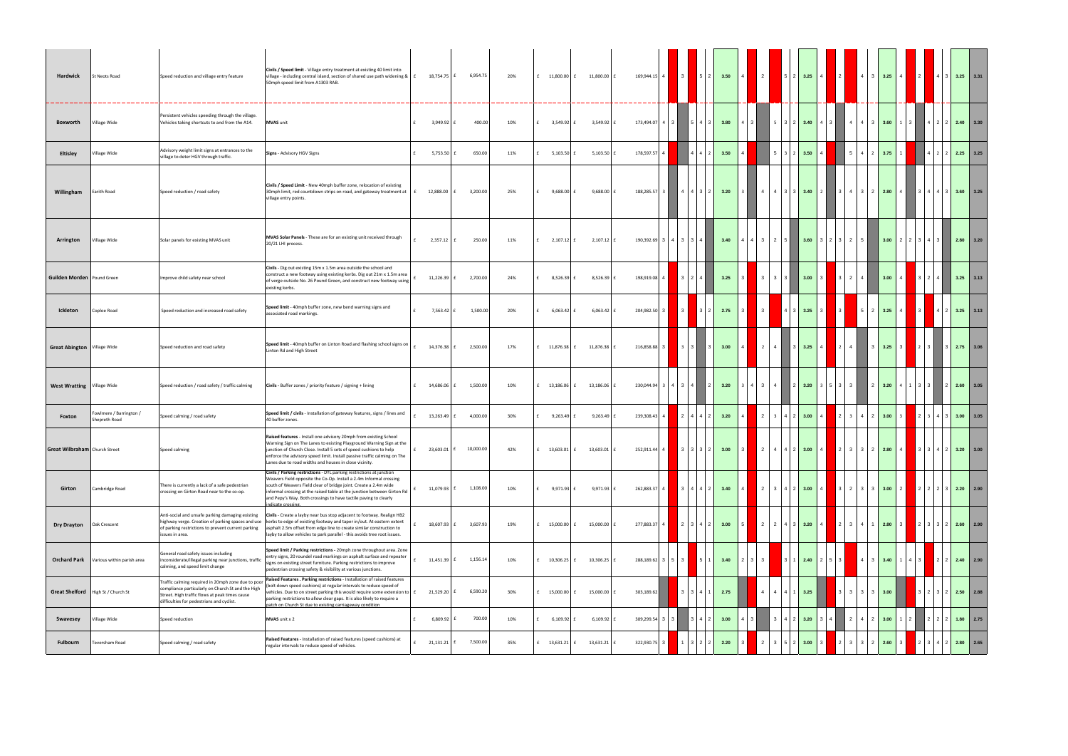| | | | | | | | | | | | | | | | | | | | | | | | | | | | | | | | | | | | | | | |
|---|---|---|---|---|---|---|---|---|---|---|---|---|---|---|---|---|---|---|---|---|---|---|---|---|---|---|---|---|---|---|---|---|---|---|---|---|---|---|
| **Hardwick** | St Neots Road | Speed reduction and village entry feature | **Civils / Speed limit** - Village entry treatment at existing 40 limit into village - including central island, section of shared use path widening & 50mph speed limit from A1303 RAB. | £ 18,754.75 | £ 6,954.75 | 20% | £ 11,800.00 | £ 11,800.00 | £ 169,944.15 | 4 | | 3 | | 5 | 2 | 3.50 | 4 | | 2 | | 5 | 2 | 3.25 | 4 | | 2 | | 4 | 3 | 3.25 | 4 | | 2 | | 4 | 3 | 3.25 | 3.31 |
| **Boxworth** | Village Wide | Persistent vehicles speeding through the village. Vehicles taking shortcuts to and from the A14. | **MVAS** unit | £ 3,949.92 | £ 400.00 | 10% | £ 3,549.92 | £ 3,549.92 | £ 173,494.07 | 4 | 3 | | 5 | 4 | 3 | 3.80 | 4 | 3 | | 5 | 3 | 2 | 3.40 | 4 | 3 | | 4 | 4 | 3 | 3.60 | 1 | 3 | | 4 | 2 | 2 | 2.40 | 3.30 |
| **Eltisley** | Village Wide | Advisory weight limit signs at entrances to the village to deter HGV through traffic. | **Signs** - Advisory HGV Signs | £ 5,753.50 | £ 650.00 | 11% | £ 5,103.50 | £ 5,103.50 | £ 178,597.57 | 4 | | | 4 | 4 | 2 | 3.50 | 4 | | | 5 | 3 | 2 | 3.50 | 4 | | | 5 | 4 | 2 | 3.75 | 1 | | | 4 | 2 | 2 | 2.25 | 3.25 |
| **Willingham** | Earith Road | Speed reduction / road safety | **Civils / Speed Limit** - New 40mph buffer zone, relocation of existing 30mph limit, red countdown strips on road, and gateway treatment at village entry points. | £ 12,888.00 | £ 3,200.00 | 25% | £ 9,688.00 | £ 9,688.00 | £ 188,285.57 | 3 | | 4 | 4 | 3 | 2 | 3.20 | 3 | | 4 | 4 | 3 | 3 | 3.40 | 2 | | 3 | 4 | 3 | 2 | 2.80 | 4 | | 3 | 4 | 4 | 3 | 3.60 | 3.25 |
| **Arrington** | Village Wide | Solar panels for existing MVAS unit | **MVAS Solar Panels** - These are for an existing unit received through 20/21 LHI process. | £ 2,357.12 | £ 250.00 | 11% | £ 2,107.12 | £ 2,107.12 | £ 190,392.69 | 3 | 4 | 3 | 3 | 4 | | 3.40 | 4 | 4 | 3 | 2 | 5 | | 3.60 | 3 | 2 | 3 | 2 | 5 | | 3.00 | 2 | 2 | 3 | 4 | 3 | | 2.80 | 3.20 |
| **Guilden Morden** | Pound Green | Improve child safety near school | **Civils** - Dig out existing 15m x 1.5m area outside the school and construct a new footway using existing kerbs. Dig out 21m x 1.5m area of verge outside No. 26 Pound Green, and construct new footway using existing kerbs. | £ 11,226.39 | £ 2,700.00 | 24% | £ 8,526.39 | £ 8,526.39 | £ 198,919.08 | 4 | | 3 | 2 | 4 | | 3.25 | 3 | | 3 | 3 | 3 | | 3.00 | 3 | | 3 | 2 | 4 | | 3.00 | 4 | | 3 | 2 | 4 | | 3.25 | 3.13 |
| **Ickleton** | Coploe Road | Speed reduction and increased road safety | **Speed limit** - 40mph buffer zone, new bend warning signs and associated road markings. | £ 7,563.42 | £ 1,500.00 | 20% | £ 6,063.42 | £ 6,063.42 | £ 204,982.50 | 3 | | 3 | | 3 | 2 | 2.75 | 3 | | 3 | | 4 | 3 | 3.25 | 3 | | 3 | | 5 | 2 | 3.25 | 4 | | 3 | | 4 | 2 | 3.25 | 3.13 |
| **Great Abington** | Village Wide | Speed reduction and road safety | **Speed limit** - 40mph buffer on Linton Road and flashing school signs on Linton Rd and High Street | £ 14,376.38 | £ 2,500.00 | 17% | £ 11,876.38 | £ 11,876.38 | £ 216,858.88 | 3 | | 3 | 3 | | 3 | 3.00 | 4 | | 2 | 4 | | 3 | 3.25 | 4 | | 2 | 4 | | 3 | 3.25 | 3 | | 2 | 3 | | 3 | 2.75 | 3.06 |
| **West Wratting** | Village Wide | Speed reduction / road safety / traffic calming | **Civils** - Buffer zones / priority feature / signing + lining | £ 14,686.06 | £ 1,500.00 | 10% | £ 13,186.06 | £ 13,186.06 | £ 230,044.94 | 3 | 4 | 3 | 4 | | 2 | 3.20 | 3 | 4 | 3 | 4 | | 2 | 3.20 | 3 | 5 | 3 | 3 | | 2 | 3.20 | 4 | 1 | 3 | 3 | | 2 | 2.60 | 3.05 |
| **Foxton** | Fowlmere / Barrington / Shepreth Road | Speed calming / road safety | **Speed limit / civils** - Installation of gateway features, signs / lines and 40 buffer zones. | £ 13,263.49 | £ 4,000.00 | 30% | £ 9,263.49 | £ 9,263.49 | £ 239,308.43 | 4 | | 2 | 4 | 4 | 2 | 3.20 | 4 | | 2 | 3 | 4 | 2 | 3.00 | 4 | | 2 | 3 | 4 | 2 | 3.00 | 3 | | 2 | 3 | 4 | 3 | 3.00 | 3.05 |
| **Great Wilbraham** | Church Street | Speed calming | **Raised features** - Install one advisory 20mph from existing School Warning Sign on The Lanes to existing Playground Warning Sign at the junction of Church Close. Install 5 sets of speed cushions to help enforce the advisory speed limit. Install passive traffic calming on The Lanes due to road widths and houses in close vicinity. | £ 23,603.01 | £ 10,000.00 | 42% | £ 13,603.01 | £ 13,603.01 | £ 252,911.44 | 4 | | 3 | 3 | 3 | 2 | 3.00 | 3 | | 2 | 4 | 4 | 2 | 3.00 | 4 | | 2 | 3 | 3 | 2 | 2.80 | 4 | | 3 | 3 | 4 | 2 | 3.20 | 3.00 |
| **Girton** | Cambridge Road | There is currently a lack of a safe pedestrian crossing on Girton Road near to the co-op. | **Civils / Parking restrictions** - DYL parking restrictions at junction Weavers Field opposite the Co-Op. Install a 2.4m Informal crossing south of Weavers Field clear of bridge joint. Create a 2.4m wide informal crossing at the raised table at the junction between Girton Rd and Pepy's Way. Both crossings to have tactile paving to clearly indicate crossing. | £ 11,079.93 | £ 1,108.00 | 10% | £ 9,971.93 | £ 9,971.93 | £ 262,883.37 | 4 | | 3 | 4 | 4 | 2 | 3.40 | 4 | | 2 | 3 | 4 | 2 | 3.00 | 4 | | 3 | 2 | 3 | 3 | 3.00 | 2 | | 2 | 2 | 2 | 3 | 2.20 | 2.90 |
| **Dry Drayton** | Oak Crescent | Anti-social and unsafe parking damaging existing highway verge. Creation of parking spaces and use of parking restrictions to prevent current parking issues in area. | **Civils** - Create a layby near bus stop adjacent to footway. Realign HB2 kerbs to edge of existing footway and taper in/out. At eastern extent asphalt 2.5m offset from edge line to create similar construction to layby to allow vehicles to park parallel - this avoids tree root issues. | £ 18,607.93 | £ 3,607.93 | 19% | £ 15,000.00 | £ 15,000.00 | £ 277,883.37 | 4 | | 2 | 3 | 4 | 2 | 3.00 | 5 | | 2 | 2 | 4 | 3 | 3.20 | 4 | | 2 | 3 | 4 | 1 | 2.80 | 3 | | 2 | 3 | 3 | 2 | 2.60 | 2.90 |
| **Orchard Park** | Various within parish area | General road safety issues including inconsiderate/illegal parking near junctions, traffic calming, and speed limit change | **Speed limit / Parking restrictions** - 20mph zone throughout area. Zone entry signs, 20 roundel road markings on asphalt surface and repeater signs on existing street furniture. Parking restrictions to improve pedestrian crossing safety & visibility at various junctions. | £ 11,451.39 | £ 1,156.14 | 10% | £ 10,306.25 | £ 10,306.25 | £ 288,189.62 | 3 | 5 | 3 | | 5 | 1 | 3.40 | 2 | 3 | 3 | | 3 | 1 | 2.40 | 2 | 5 | 3 | | 4 | 3 | 3.40 | 1 | 4 | 3 | | 2 | 2 | 2.40 | 2.90 |
| **Great Shelford** | High St / Church St | Traffic calming required in 20mph zone due to poor compliance particularly on Church St and the High Street. High traffic flows at peak times cause difficulties for pedestrians and cyclist. | **Raised Features - Parking restrictions** - Installation of raised features (bolt down speed cushions) at regular intervals to reduce speed of vehicles. Due to on street parking this would require some extension to parking restrictions to allow clear gaps. It is also likely to require a patch on Church St due to existing carriageway condition | £ 21,529.20 | £ 6,590.20 | 30% | £ 15,000.00 | £ 15,000.00 | £ 303,189.62 | | | 3 | 3 | 4 | 1 | 2.75 | | | 4 | 4 | 4 | 1 | 3.25 | | | 3 | 3 | 3 | 3 | 3.00 | | | 3 | 2 | 3 | 2 | 2.50 | 2.88 |
| **Swavesey** | Village Wide | Speed reduction | **MVAS** unit x 2 | £ 6,809.92 | £ 700.00 | 10% | £ 6,109.92 | £ 6,109.92 | £ 309,299.54 | 3 | 3 | | 3 | 4 | 2 | 3.00 | 4 | 3 | | 3 | 4 | 2 | 3.20 | 3 | 4 | | 2 | 4 | 2 | 3.00 | 1 | 2 | | 2 | 2 | 2 | 1.80 | 2.75 |
| **Fulbourn** | Teversham Road | Speed calming / road safety | **Raised Features** - Installation of raised features (speed cushions) at regular intervals to reduce speed of vehicles. | £ 21,131.21 | £ 7,500.00 | 35% | £ 13,631.21 | £ 13,631.21 | £ 322,930.75 | 3 | | 1 | 3 | 2 | 2 | 2.20 | 3 | | 2 | 3 | 5 | 2 | 3.00 | 3 | | 2 | 3 | 3 | 2 | 2.60 | 3 | | 2 | 3 | 4 | 2 | 2.80 | 2.65 |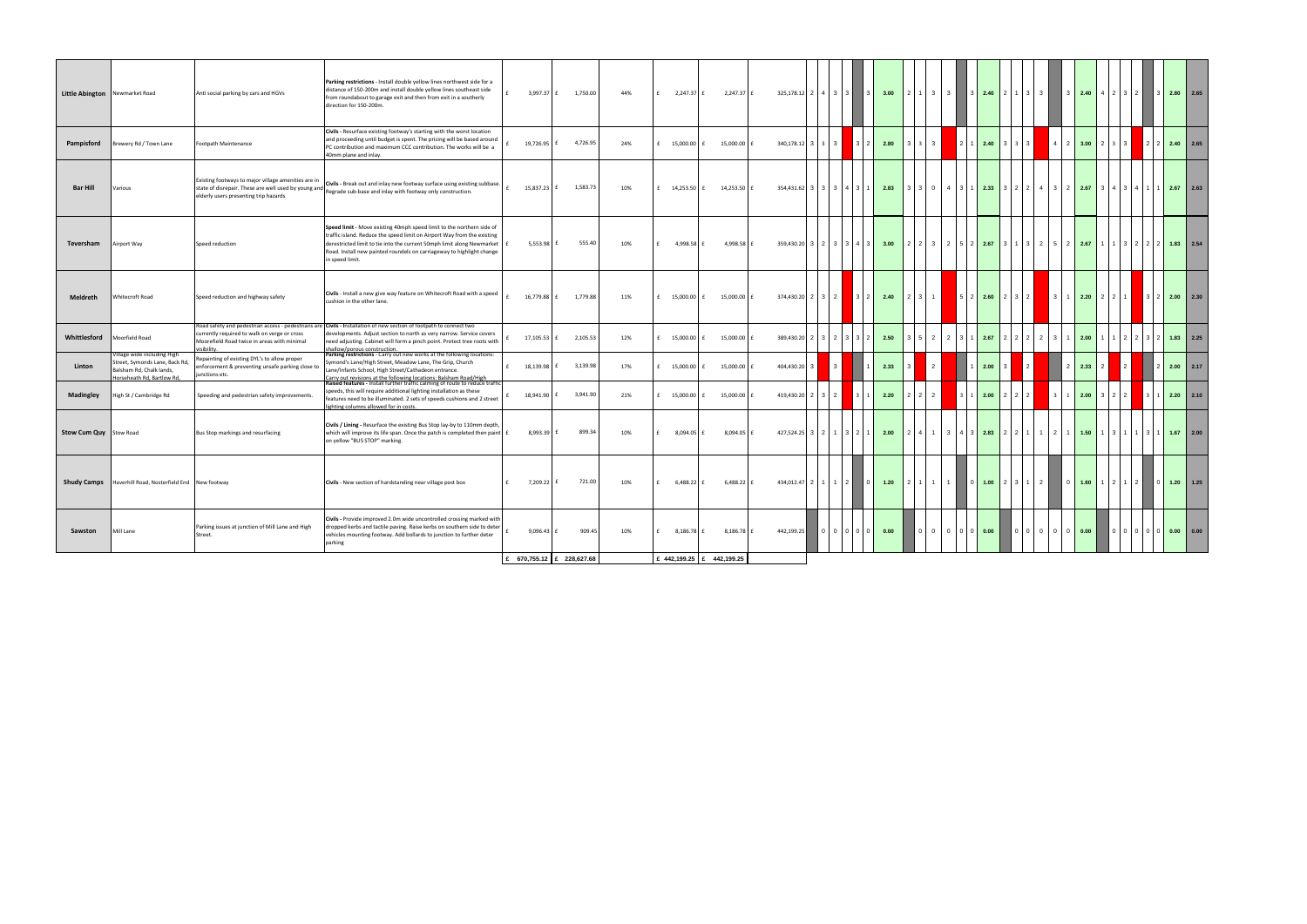| | | | | | | | | | | | | | | | | | | | | | | | | | | | | | | | | | | | | | | |
|---|---|---|---|---|---|---|---|---|---|---|---|---|---|---|---|---|---|---|---|---|---|---|---|---|---|---|---|---|---|---|---|---|---|---|---|---|---|---|
| **Little Abingdon** | Newmarket Road | Anti social parking by cars and HGVs | **Parking restrictions** - Install double yellow lines northwest side for a distance of 150-200m and install double yellow lines southeast side from roundabout to garage exit and then from exit in a southerly direction for 150-200m. | £ 3,997.37 | £ 1,750.00 | 44% | £ 2,247.37 | £ 2,247.37 | £ 325,178.12 | 2 | 4 | 3 | 3 | | 3 | 3.00 | 2 | 1 | 3 | 3 | | 3 | 2.40 | 2 | 1 | 3 | 3 | | 3 | 2.40 | 4 | 2 | 3 | 2 | | 3 | 2.80 | 2.65 |
| **Pampisford** | Brewery Rd / Town Lane | Footpath Maintenance | **Civils** - Resurface existing footway's starting with the worst location and proceeding until budget is spent. The pricing will be based around PC contribution and maximum CCC contribution. The works will be a 40mm plane and inlay. | £ 19,726.95 | £ 4,726.95 | 24% | £ 15,000.00 | £ 15,000.00 | £ 340,178.12 | 3 | 3 | 3 | | 3 | 2 | 2.80 | 3 | 3 | 3 | | 2 | 1 | 2.40 | 3 | 3 | 3 | | 4 | 2 | 3.00 | 2 | 3 | 3 | | 2 | 2 | 2.40 | 2.65 |
| **Bar Hill** | Various | Existing footways to major village amenities are in state of disrepair. These are well used by young and elderly users presenting trip hazards | **Civils** - Break out and inlay new footway surface using existing subbase. Regrade sub-base and inlay with footway only construction. | £ 15,837.23 | £ 1,583.73 | 10% | £ 14,253.50 | £ 14,253.50 | £ 354,431.62 | 3 | 3 | 3 | 4 | 3 | 1 | 2.83 | 3 | 3 | 0 | 4 | 3 | 1 | 2.33 | 3 | 2 | 2 | 4 | 3 | 2 | 2.67 | 3 | 4 | 3 | 4 | 1 | 1 | 2.67 | 2.63 |
| **Teversham** | Airport Way | Speed reduction | **Speed limit** - Move existing 40mph speed limit to the northern side of traffic island. Reduce the speed limit on Airport Way from the existing derestricted limit to tie into the current 50mph limit along Newmarket Road. Install new painted roundels on carriageway to highlight change in speed limit. | £ 5,553.98 | £ 555.40 | 10% | £ 4,998.58 | £ 4,998.58 | £ 359,430.20 | 3 | 2 | 3 | 3 | 4 | 3 | 3.00 | 2 | 2 | 3 | 2 | 5 | 2 | 2.67 | 3 | 1 | 3 | 2 | 5 | 2 | 2.67 | 1 | 1 | 3 | 2 | 2 | 2 | 1.83 | 2.54 |
| **Meldreth** | Whitecroft Road | Speed reduction and highway safety | **Civils** - Install a new give way feature on Whitecroft Road with a speed cushion in the other lane. | £ 16,779.88 | £ 1,779.88 | 11% | £ 15,000.00 | £ 15,000.00 | £ 374,430.20 | 2 | 3 | 2 | | 3 | 2 | 2.40 | 2 | 3 | 1 | | 5 | 2 | 2.60 | 2 | 3 | 2 | | 3 | 1 | 2.20 | 2 | 2 | 1 | | 3 | 2 | 2.00 | 2.30 |
| **Whittlesford** | Moorfield Road | Road safety and pedestrian access - pedestrians are currently required to walk on verge or cross Moorefield Road twice in areas with minimal visibility | **Civils - I**nstallation of new section of footpath to connect two developments. Adjust section to north as very narrow. Service covers need adjusting. Cabinet will form a pinch point. Protect tree roots with shallow/porous construction. | £ 17,105.53 | £ 2,105.53 | 12% | £ 15,000.00 | £ 15,000.00 | £ 389,430.20 | 2 | 3 | 2 | 3 | 3 | 2 | 2.50 | 3 | 5 | 2 | 2 | 3 | 1 | 2.67 | 2 | 2 | 2 | 2 | 3 | 1 | 2.00 | 1 | 1 | 2 | 2 | 3 | 2 | 1.83 | 2.25 |
| **Linton** | Village wide including High Street, Symonds Lane, Back Rd, Balsham Rd, Chalk lands, Horseheath Rd, Bartlow Rd, | Repainting of existing DYL's to allow proper enforcement & preventing unsafe parking close to junctions etc. | **Parking restrictions** - Carry out new works at the following locations: Symond's Lane/High Street, Meadow Lane, The Grip, Church Lane/Infants School, High Street/Cathadeon entrance. Carry out revisions at the following locations: Balsham Road/High | £ 18,139.98 | £ 3,139.98 | 17% | £ 15,000.00 | £ 15,000.00 | £ 404,430.20 | 3 | | 3 | | | 1 | 2.33 | 3 | | 2 | | | 1 | 2.00 | 3 | | 2 | | | 2 | 2.33 | 2 | | 2 | | | 2 | 2.00 | 2.17 |
| **Madingley** | High St / Cambridge Rd | Speeding and pedestrian safety improvements. | **Raised features** - Install further traffic calming of route to reduce traffic speeds, this will require additional lighting installation as these features need to be illuminated. 2 sets of speeds cushions and 2 street lighting columns allowed for in costs. | £ 18,941.90 | £ 3,941.90 | 21% | £ 15,000.00 | £ 15,000.00 | £ 419,430.20 | 2 | 3 | 2 | | 3 | 1 | 2.20 | 2 | 2 | 2 | | 3 | 1 | 2.00 | 2 | 2 | 2 | | 3 | 1 | 2.00 | 3 | 2 | 2 | | 3 | 1 | 2.20 | 2.10 |
| **Stow Cum Quy** | Stow Road | Bus Stop markings and resurfacing | **Civils / Lining -** Resurface the existing Bus Stop lay-by to 110mm depth, which will improve its life span. Once the patch is completed then paint on yellow "BUS STOP" marking. | £ 8,993.39 | £ 899.34 | 10% | £ 8,094.05 | £ 8,094.05 | £ 427,524.25 | 3 | 2 | 1 | 3 | 2 | 1 | 2.00 | 2 | 4 | 1 | 3 | 4 | 3 | 2.83 | 2 | 2 | 1 | 1 | 2 | 1 | 1.50 | 1 | 3 | 1 | 1 | 3 | 1 | 1.67 | 2.00 |
| **Shudy Camps** | Haverhill Road, Nosterfield End | New footway | **Civils** - New section of hardstanding near village post box | £ 7,209.22 | £ 721.00 | 10% | £ 6,488.22 | £ 6,488.22 | £ 434,012.47 | 2 | 1 | 1 | 2 | | 0 | 1.20 | 2 | 1 | 1 | 1 | | 0 | 1.00 | 2 | 3 | 1 | 2 | | 0 | 1.60 | 1 | 2 | 1 | 2 | | 0 | 1.20 | 1.25 |
| **Sawston** | Mill Lane | Parking issues at junction of Mill Lane and High Street. | **Civils** - Provide improved 2.0m wide uncontrolled crossing marked with dropped kerbs and tactile paving. Raise kerbs on southern side to deter vehicles mounting footway. Add bollards to junction to further deter parking | £ 9,096.43 | £ 909.45 | 10% | £ 8,186.78 | £ 8,186.78 | £ 442,199.25 | | 0 | 0 | 0 | 0 | 0 | 0.00 | | 0 | 0 | 0 | 0 | 0 | 0.00 | | 0 | 0 | 0 | 0 | 0 | 0.00 | | 0 | 0 | 0 | 0 | 0 | 0.00 | 0.00 |
| | | | | £ 670,755.12 | £ 228,627.68 | | £ 442,199.25 | £ 442,199.25 | | | | | | | | | | | | | | | | | | | | | | | | | | | | | | |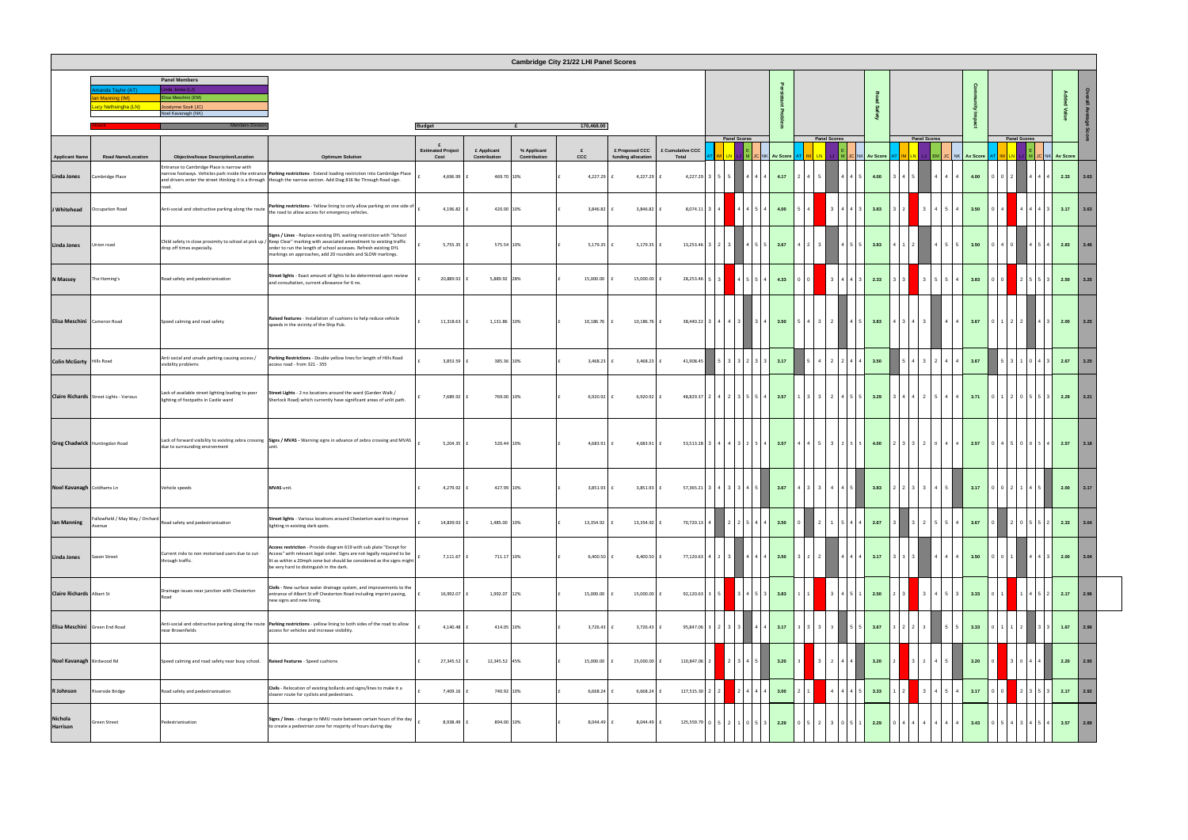# Cambridge City 21/22 LHI Panel Scores

**Panel Members**

- Amanda Taylor (AT)
- Ian Manning (IM)
- Lucy Nethsingha (LN)
- Linda Jones (LJ)
- Elisa Meschini (EM)
- Jocelynne Scutt (JC)
- Noel Kavanagh (NK)

Members Division

**Budget** £ 170,468.00

| Applicant Name | Road Name/Location | Objective/Issue Description/Location | Optimum Solution | £ Estimated Project Cost | £ Applicant Contribution | % Applicant Contribution | £ CCC | £ Proposed CCC funding allocation | £ Cumulative CCC Total | Persistent Problem – Panel Scores | | | | | | | | Road Safety – Panel Scores | | | | | | | | Community Impact – Panel Scores | | | | | | | | Added Value – Panel Scores | | | | | | | | Overall Average Score |
|---|---|---|---|---|---|---|---|---|---|---|---|---|---|---|---|---|---|---|---|---|---|---|---|---|---|---|---|---|---|---|---|---|---|---|---|---|---|---|---|---|---|---|
| | | | | | | | | | | AT | IM | LN | LJ | EM | JC | NK | Av Score | AT | IM | LN | LJ | EM | JC | NK | Av Score | AT | IM | LN | LJ | EM | JC | NK | Av Score | AT | IM | LN | LJ | EM | JC | NK | Av Score | |
| Linda Jones | Cambridge Place | Entrance to Cambridge Place is narrow with narrow footways. Vehicles park inside the entrance and drivers enter the street thinking it is a through road. | **Parking restrictions** - Extend loading restriction into Cambridge Place though the narrow section. Add Diag 816 No Through Road sign. | £ 4,696.99 | £ 469.70 | 10% | £ 4,227.29 | £ 4,227.29 | £ 4,227.29 | 3 | 5 | 5 | | 4 | 4 | 4 | 4.17 | 2 | 4 | 5 | | 4 | 4 | 5 | 4.00 | 3 | 4 | 5 | | 4 | 4 | 4 | 4.00 | 0 | 0 | 2 | | 4 | 4 | 4 | 2.33 | 3.63 |
| J Whitehead | Occupation Road | Anti-social and obstructive parking along the route | **Parking restrictions** - Yellow lining to only allow parking on one side of the road to allow access for emergency vehicles. | £ 4,196.82 | £ 420.00 | 10% | £ 3,846.82 | £ 3,846.82 | £ 8,074.11 | 3 | 4 | | 4 | 4 | 5 | 4 | 4.00 | 5 | 4 | | 3 | 4 | 4 | 3 | 3.83 | 3 | 2 | | 3 | 4 | 5 | 4 | 3.50 | 0 | 4 | | 4 | 4 | 4 | 3 | 3.17 | 3.63 |
| Linda Jones | Union road | Child safety in close proximity to school at pick up / drop off times especially. | **Signs / Lines** - Replace existing DYL waiting restriction with "School Keep Clear" marking with associated amendment to existing traffic order to run the length of school accesses. Refresh existing DYL markings on approaches, add 20 roundels and SLOW markings. | £ 5,755.35 | £ 575.54 | 10% | £ 5,179.35 | £ 5,179.35 | £ 13,253.46 | 3 | 2 | 3 | | 4 | 5 | 5 | 3.67 | 4 | 2 | 3 | | 4 | 5 | 5 | 3.83 | 4 | 1 | 2 | | 4 | 5 | 5 | 3.50 | 0 | 4 | 0 | | 4 | 5 | 4 | 2.83 | 3.46 |
| N Massey | The Homing's | Road safety and pedestrianisation | **Street lights** - Exact amount of lights to be determined upon review and consultation, current allowance for 6 no. | £ 20,889.92 | £ 5,889.92 | 28% | £ 15,000.00 | £ 15,000.00 | £ 28,253.46 | 5 | 3 | | 4 | 5 | 5 | 4 | 4.33 | 0 | 0 | | 3 | 4 | 4 | 3 | 2.33 | 3 | 3 | | 3 | 5 | 5 | 4 | 3.83 | 0 | 0 | | 2 | 5 | 5 | 3 | 2.50 | 3.25 |
| Elisa Meschini | Cameron Road | Speed calming and road safety | **Raised features** - Installation of cushions to help reduce vehicle speeds in the vicinity of the Ship Pub. | £ 11,318.63 | £ 1,131.86 | 10% | £ 10,186.76 | £ 10,186.76 | £ 38,440.22 | 3 | 4 | 4 | 3 | | 3 | 4 | 3.50 | 5 | 4 | 3 | 2 | | 4 | 5 | 3.83 | 4 | 3 | 4 | 3 | | 4 | 4 | 3.67 | 0 | 1 | 2 | 2 | | 4 | 3 | 2.00 | 3.25 |
| Colin McGerty | Hills Road | Anti social and unsafe parking causing access / visibility problems | **Parking Restrictions** - Double yellow lines for length of Hills Road access road - from 321 - 355 | £ 3,853.59 | £ 385.36 | 10% | £ 3,468.23 | £ 3,468.23 | £ 41,908.45 | | 5 | 3 | 3 | 2 | 3 | 3 | 3.17 | | 5 | 4 | 2 | 2 | 4 | 4 | 3.50 | | 5 | 4 | 3 | 2 | 4 | 4 | 3.67 | | 5 | 3 | 1 | 0 | 4 | 3 | 2.67 | 3.25 |
| Claire Richards | Street Lights - Various | Lack of available street lighting leading to poor lighting of footpaths in Castle ward | **Street Lights** - 2 no locations around the ward (Garden Walk / Sherlock Road) which currently have significant areas of unlit path. | £ 7,689.92 | £ 769.00 | 10% | £ 6,920.92 | £ 6,920.92 | £ 48,829.37 | 2 | 4 | 2 | 3 | 5 | 5 | 4 | 3.57 | 1 | 3 | 3 | 2 | 4 | 5 | 5 | 3.29 | 3 | 4 | 4 | 2 | 5 | 4 | 4 | 3.71 | 0 | 1 | 2 | 0 | 5 | 5 | 3 | 2.29 | 3.21 |
| Greg Chadwick | Huntingdon Road | Lack of forward visibility to existing zebra crossing due to surrounding environment | **Signs / MVAS** - Warning signs in advance of zebra crossing and MVAS unit. | £ 5,204.35 | £ 520.44 | 10% | £ 4,683.91 | £ 4,683.91 | £ 53,513.28 | 3 | 4 | 4 | 3 | 2 | 5 | 4 | 3.57 | 4 | 4 | 5 | 3 | 2 | 5 | 5 | 4.00 | 2 | 3 | 3 | 2 | 0 | 4 | 4 | 2.57 | 0 | 4 | 5 | 0 | 0 | 5 | 4 | 2.57 | 3.18 |
| Noel Kavanagh | Coldhams Ln | Vehicle speeds | **MVAS** unit. | £ 4,279.92 | £ 427.99 | 10% | £ 3,851.93 | £ 3,851.93 | £ 57,365.21 | 3 | 4 | 3 | 3 | 4 | 5 | | 3.67 | 4 | 3 | 3 | 4 | 4 | 5 | | 3.83 | 2 | 2 | 3 | 3 | 4 | 5 | | 3.17 | 0 | 0 | 2 | 1 | 4 | 5 | | 2.00 | 3.17 |
| Ian Manning | Fallowfield / May Way / Orchard Avenue | Road safety and pedestrianisation | **Street lights** - Various locations around Chesterton ward to improve lighting in existing dark spots. | £ 14,839.92 | £ 1,485.00 | 10% | £ 13,354.92 | £ 13,354.92 | £ 70,720.13 | 4 | | 2 | 2 | 5 | 4 | 4 | 3.50 | 0 | | 2 | 1 | 5 | 4 | 4 | 2.67 | 3 | | 3 | 2 | 5 | 5 | 4 | 3.67 | 0 | | 2 | 0 | 5 | 5 | 2 | 2.33 | 3.04 |
| Linda Jones | Saxon Street | Current risks to non motorised users due to cut-through traffic. | **Access restriction** - Provide diagram 619 with sub plate "Except for Access" with relevant legal order. Signs are not legally required to be lit as within a 20mph zone but should be considered as the signs might be very hard to distinguish in the dark. | £ 7,111.67 | £ 711.17 | 10% | £ 6,400.50 | £ 6,400.50 | £ 77,120.63 | 4 | 2 | 3 | | 4 | 4 | 4 | 3.50 | 3 | 2 | 2 | | 4 | 4 | 4 | 3.17 | 3 | 3 | 3 | | 4 | 4 | 4 | 3.50 | 0 | 0 | 1 | | 4 | 4 | 3 | 2.00 | 3.04 |
| Claire Richards | Albert St | Drainage issues near junction with Chesterton Road | **Civils** - New surface water drainage system, and improvements to the entrance of Albert St off Chesterton Road including imprint paving, new signs and new lining. | £ 16,992.07 | £ 1,992.07 | 12% | £ 15,000.00 | £ 15,000.00 | £ 92,120.63 | 3 | 5 | | 3 | 4 | 5 | 3 | 3.83 | 1 | 1 | | 3 | 4 | 5 | 1 | 2.50 | 2 | 3 | | 3 | 4 | 5 | 3 | 3.33 | 0 | 1 | | 1 | 4 | 5 | 2 | 2.17 | 2.96 |
| Elisa Meschini | Green End Road | Anti-social and obstructive parking along the route near Brownfields | **Parking restrictions** - yellow lining to both sides of the road to allow access for vehicles and increase visibility. | £ 4,140.48 | £ 414.05 | 10% | £ 3,726.43 | £ 3,726.43 | £ 95,847.06 | 3 | 2 | 3 | 3 | | 4 | 4 | 3.17 | 3 | 3 | 3 | 3 | | 5 | 5 | 3.67 | 3 | 2 | 2 | 3 | | 5 | 5 | 3.33 | 0 | 1 | 1 | 2 | | 3 | 3 | 1.67 | 2.96 |
| Noel Kavanagh | Birdwood Rd | Speed calming and road safety near busy school. | **Raised Features** - Speed cushions | £ 27,345.52 | £ 12,345.52 | 45% | £ 15,000.00 | £ 15,000.00 | £ 110,847.06 | 2 | | 2 | 3 | 4 | 5 | | 3.20 | 3 | | 3 | 2 | 4 | 4 | | 3.20 | 2 | | 3 | 2 | 4 | 5 | | 3.20 | 0 | | 3 | 0 | 4 | 4 | | 2.20 | 2.95 |
| R Johnson | Riverside Bridge | Road safety and pedestrianisation | **Civils** - Relocation of existing bollards and signs/lines to make it a clearer route for cyclists and pedestrians. | £ 7,409.16 | £ 740.92 | 10% | £ 6,668.24 | £ 6,668.24 | £ 117,515.30 | 2 | 2 | | 2 | 4 | 4 | 4 | 3.00 | 2 | 1 | | 4 | 4 | 4 | 5 | 3.33 | 1 | 2 | | 3 | 4 | 5 | 4 | 3.17 | 0 | 0 | | 2 | 3 | 5 | 3 | 2.17 | 2.92 |
| Nichola Harrison | Green Street | Pedestrianisation | **Signs / Lines** - change to NMU route between certain hours of the day to create a pedestrian zone for majority of hours during day | £ 8,938.49 | £ 894.00 | 10% | £ 8,044.49 | £ 8,044.49 | £ 125,559.79 | 0 | 5 | 2 | 1 | 0 | 5 | 3 | 2.29 | 0 | 5 | 2 | 3 | 0 | 5 | 1 | 2.29 | 0 | 4 | 4 | 4 | 4 | 4 | 4 | 3.43 | 0 | 5 | 4 | 3 | 4 | 5 | 4 | 3.57 | 2.89 |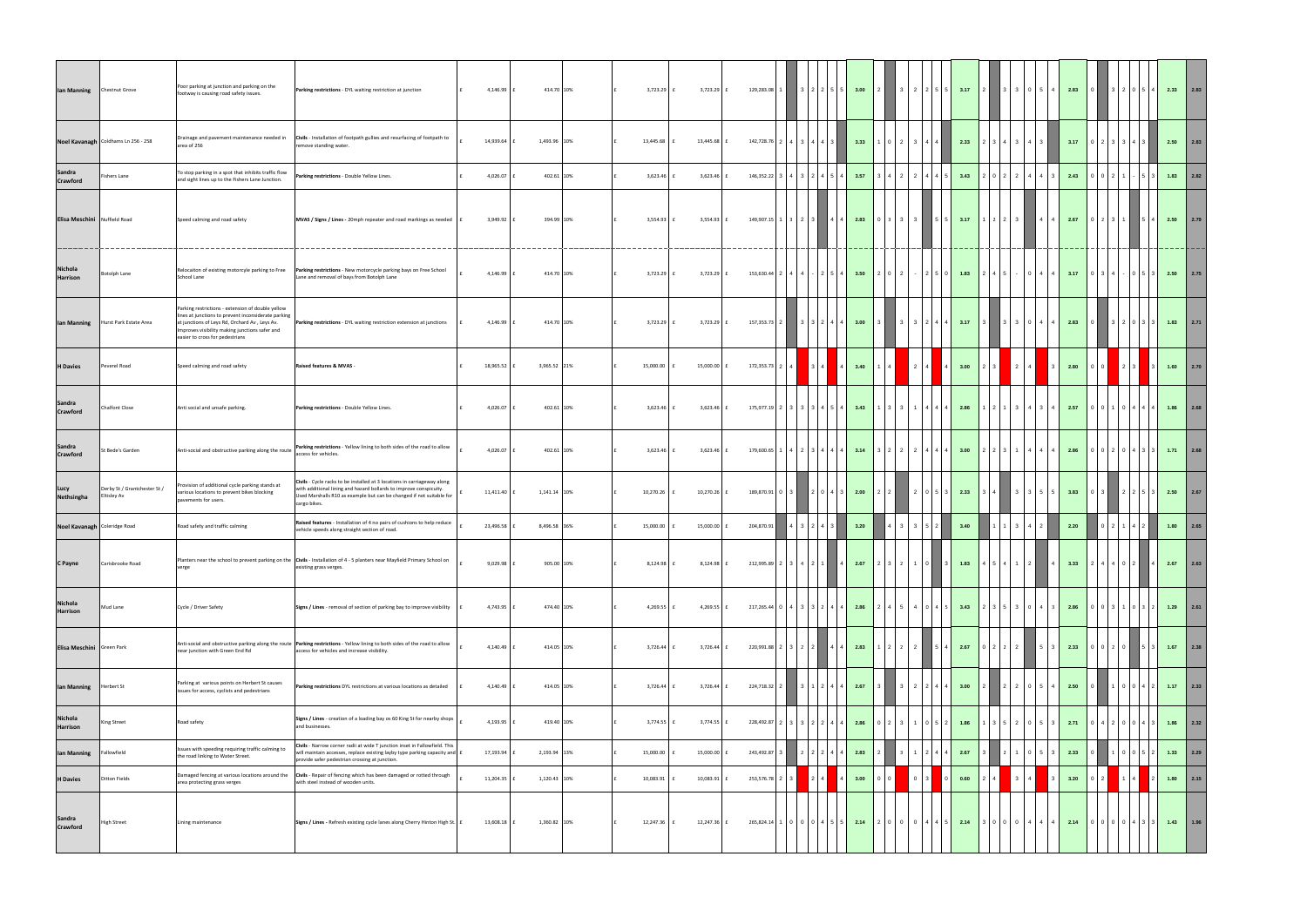| | | | | | | | | | | | | | | | | | | | | | | | | | | | | | | | | | | | | | | | |
|---|---|---|---|---|---|---|---|---|---|---|---|---|---|---|---|---|---|---|---|---|---|---|---|---|---|---|---|---|---|---|---|---|---|---|---|---|---|---|---|
| Ian Manning | Chestnut Grove | Poor parking at junction and parking on the footway is causing road safety issues. | Parking restrictions - DYL waiting restriction at junction | £ 4,146.99 | £ 414.70 | 10% | £ 3,723.29 | £ 3,723.29 | £ 129,283.08 | 1 | | 3 | 2 | 2 | 5 | 5 | 3.00 | 2 | | 3 | 2 | 2 | 5 | 5 | 3.17 | 2 | | 3 | 3 | 0 | 5 | 4 | 2.83 | 0 | | 3 | 2 | 0 | 5 | 4 | 2.33 | 2.83 |
| Noel Kavanagh | Coldhams Ln 256 - 258 | Drainage and pavement maintenance needed in area of 256 | Civils - Installation of footpath gullies and resurfacing of footpath to remove standing water. | £ 14,939.64 | £ 1,493.96 | 10% | £ 13,445.68 | £ 13,445.68 | £ 142,728.76 | 2 | 4 | 3 | 4 | 4 | 3 | | 3.33 | 1 | 0 | 2 | 3 | 4 | 4 | | 2.33 | 2 | 3 | 4 | 3 | 4 | 3 | | 3.17 | 0 | 2 | 3 | 3 | 4 | 3 | | 2.50 | 2.83 |
| Sandra Crawford | Fishers Lane | To stop parking in a spot that inhibits traffic flow and sight lines up to the Fishers Lane Junction. | Parking restrictions - Double Yellow Lines. | £ 4,026.07 | £ 402.61 | 10% | £ 3,623.46 | £ 3,623.46 | £ 146,352.22 | 3 | 4 | 3 | 2 | 4 | 5 | 4 | 3.57 | 3 | 4 | 2 | 2 | 4 | 4 | 5 | 3.43 | 2 | 0 | 2 | 2 | 4 | 4 | 3 | 2.43 | 0 | 0 | 2 | 1 | - | 5 | 3 | 1.83 | 2.62 |
| Elisa Meschini | Nuffield Road | Speed calming and road safety | MVAS / Signs / Lines - 20mph repeater and road markings as needed | £ 3,949.92 | £ 394.99 | 10% | £ 3,554.93 | £ 3,554.93 | £ 149,907.15 | 1 | 3 | 2 | 3 | | 4 | 4 | 2.83 | 0 | 3 | 3 | 3 | | 5 | 5 | 3.17 | 1 | 2 | 2 | 3 | | 4 | 4 | 2.67 | 0 | 2 | 3 | 1 | | 5 | 4 | 2.50 | 2.79 |
| Nichola Harrison | Botolph Lane | Relocaiton of existing motorcyle parking to Free School Lane | Parking restrictions - New motorcycle parking bays on Free School Lane and removal of bays from Botolph Lane | £ 4,146.99 | £ 414.70 | 10% | £ 3,723.29 | £ 3,723.29 | £ 153,630.44 | 2 | 4 | 4 | - | 2 | 5 | 4 | 3.50 | 2 | 0 | 2 | - | 2 | 5 | 0 | 1.83 | 2 | 4 | 5 | - | 0 | 4 | 4 | 3.17 | 0 | 3 | 4 | - | 0 | 5 | 3 | 2.50 | 2.75 |
| Ian Manning | Hurst Park Estate Area | Parking restrictions - extension of double yellow lines at junctions to prevent inconsiderate parking at junctions of Leys Rd, Orchard Av., Leys Av. Improves visibility making junctions safer and easier to cross for pedestrians | Parking restrictions - DYL waiting restriction extension at junctions | £ 4,146.99 | £ 414.70 | 10% | £ 3,723.29 | £ 3,723.29 | £ 157,353.73 | 2 | | 3 | 3 | 2 | 4 | 4 | 3.00 | 3 | | 3 | 3 | 2 | 4 | 4 | 3.17 | 3 | | 3 | 3 | 0 | 4 | 4 | 2.83 | 0 | | 3 | 2 | 0 | 3 | 3 | 1.83 | 2.71 |
| H Davies | Peverel Road | Speed calming and road safety | Raised features & MVAS - | £ 18,965.52 | £ 3,965.52 | 21% | £ 15,000.00 | £ 15,000.00 | £ 172,353.73 | 2 | 4 | | 3 | 4 | | 4 | 3.40 | 1 | 4 | | 2 | 4 | | 4 | 3.00 | 2 | 3 | | 2 | 4 | | 3 | 2.80 | 0 | 0 | | 2 | 3 | | 3 | 1.60 | 2.70 |
| Sandra Crawford | Chalfont Close | Anti social and unsafe parking. | Parking restrictions - Double Yellow Lines. | £ 4,026.07 | £ 402.61 | 10% | £ 3,623.46 | £ 3,623.46 | £ 175,977.19 | 2 | 3 | 3 | 3 | 4 | 5 | 4 | 3.43 | 1 | 3 | 3 | 1 | 4 | 4 | 4 | 2.86 | 1 | 2 | 1 | 3 | 4 | 3 | 4 | 2.57 | 0 | 0 | 1 | 0 | 4 | 4 | 4 | 1.86 | 2.68 |
| Sandra Crawford | St Bede's Garden | Anti-social and obstructive parking along the route | Parking restrictions - Yellow lining to both sides of the road to allow access for vehicles. | £ 4,026.07 | £ 402.61 | 10% | £ 3,623.46 | £ 3,623.46 | £ 179,600.65 | 1 | 4 | 2 | 3 | 4 | 4 | 4 | 3.14 | 3 | 2 | 2 | 2 | 4 | 4 | 4 | 3.00 | 2 | 2 | 3 | 1 | 4 | 4 | 4 | 2.86 | 0 | 0 | 2 | 0 | 4 | 3 | 3 | 1.71 | 2.68 |
| Lucy Nethsingha | Derby St / Grantchester St / Eltisley Av | Provision of additional cycle parking stands at various locations to prevent bikes blocking pavements for users. | Civils - Cycle racks to be installed at 5 locations in carriageway along with additional lining and hazard bollards to improve conspicuity. Used Marshalls R10 as example but can be changed if not suitable for cargo bikes. | £ 11,411.40 | £ 1,141.14 | 10% | £ 10,270.26 | £ 10,270.26 | £ 189,870.91 | 0 | 3 | | 2 | 0 | 4 | 3 | 2.00 | 2 | 2 | | 2 | 0 | 5 | 3 | 2.33 | 3 | 4 | | 3 | 3 | 5 | 5 | 3.83 | 0 | 3 | | 2 | 2 | 5 | 3 | 2.50 | 2.67 |
| Noel Kavanagh | Coleridge Road | Road safety and traffic calming | Raised features - Installation of 4 no pairs of cushions to help reduce vehicle speeds along straight section of road. | £ 23,496.58 | £ 8,496.58 | 36% | £ 15,000.00 | £ 15,000.00 | £ 204,870.91 | | 4 | 3 | 2 | 4 | 3 | | 3.20 | | 4 | 3 | 3 | 5 | 2 | | 3.40 | | 1 | 1 | 3 | 4 | 2 | | 2.20 | | 0 | 2 | 1 | 4 | 2 | | 1.80 | 2.65 |
| C Payne | Carisbrooke Road | Planters near the school to prevent parking on the verge | Civils - Installation of 4 - 5 planters near Mayfield Primary School on existing grass verges. | £ 9,029.98 | £ 905.00 | 10% | £ 8,124.98 | £ 8,124.98 | £ 212,995.89 | 2 | 3 | 4 | 2 | 1 | | 4 | 2.67 | 2 | 3 | 2 | 1 | 0 | | 3 | 1.83 | 4 | 5 | 4 | 1 | 2 | | 4 | 3.33 | 2 | 4 | 4 | 0 | 2 | | 4 | 2.67 | 2.63 |
| Nichola Harrison | Mud Lane | Cycle / Driver Safety | Signs / Lines - removal of section of parking bay to improve visibility | £ 4,743.95 | £ 474.40 | 10% | £ 4,269.55 | £ 4,269.55 | £ 217,265.44 | 0 | 4 | 3 | 3 | 2 | 4 | 4 | 2.86 | 2 | 4 | 5 | 4 | 0 | 4 | 5 | 3.43 | 2 | 3 | 5 | 3 | 0 | 4 | 3 | 2.86 | 0 | 0 | 3 | 1 | 0 | 3 | 2 | 1.29 | 2.61 |
| Elisa Meschini | Green Park | Anti-social and obstructive parking along the route near junction with Green End Rd | Parking restrictions - Yellow lining to both sides of the road to allow access for vehicles and increase visibility. | £ 4,140.49 | £ 414.05 | 10% | £ 3,726.44 | £ 3,726.44 | £ 220,991.88 | 2 | 3 | 2 | 2 | | 4 | 4 | 2.83 | 1 | 2 | 2 | 2 | | 5 | 4 | 2.67 | 0 | 2 | 2 | 2 | | 5 | 3 | 2.33 | 0 | 0 | 2 | 0 | | 5 | 3 | 1.67 | 2.38 |
| Ian Manning | Herbert St | Parking at various points on Herbert St causes issues for access, cyclists and pedestrians | Parking restrictions DYL restrictions at various locations as detailed | £ 4,140.49 | £ 414.05 | 10% | £ 3,726.44 | £ 3,726.44 | £ 224,718.32 | 2 | | 3 | 1 | 2 | 4 | 4 | 2.67 | 3 | | 3 | 2 | 2 | 4 | 4 | 3.00 | 2 | | 2 | 2 | 0 | 5 | 4 | 2.50 | 0 | | 1 | 0 | 0 | 4 | 2 | 1.17 | 2.33 |
| Nichola Harrison | King Street | Road safety | Signs / Lines - creation of a loading bay os 60 King St for nearby shops and businesses. | £ 4,193.95 | £ 419.40 | 10% | £ 3,774.55 | £ 3,774.55 | £ 228,492.87 | 2 | 3 | 3 | 2 | 2 | 4 | 4 | 2.86 | 0 | 2 | 3 | 1 | 0 | 5 | 2 | 1.86 | 1 | 3 | 5 | 2 | 0 | 5 | 3 | 2.71 | 0 | 4 | 2 | 0 | 0 | 4 | 3 | 1.86 | 2.32 |
| Ian Manning | Fallowfield | Issues with speeding requiring traffic calming to the road linking to Water Street. | Civils - Narrow corner radii at wide T junction inset in Fallowfield. This will maintain accesses, replace existing layby type parking capacity and provide safer pedestrian crossing at junction. | £ 17,193.94 | £ 2,193.94 | 13% | £ 15,000.00 | £ 15,000.00 | £ 243,492.87 | 3 | | 2 | 2 | 2 | 4 | 4 | 2.83 | 2 | | 3 | 1 | 2 | 4 | 4 | 2.67 | 3 | | 2 | 1 | 0 | 5 | 3 | 2.33 | 0 | | 1 | 0 | 0 | 5 | 2 | 1.33 | 2.29 |
| H Davies | Ditton Fields | Damaged fencing at various locations around the area protecting grass verges | Civils - Repair of fencing which has been damaged or rotted through with steel instead of wooden units. | £ 11,204.35 | £ 1,120.43 | 10% | £ 10,083.91 | £ 10,083.91 | £ 253,576.78 | 2 | 3 | | 2 | 4 | | 4 | 3.00 | 0 | 0 | | 0 | 3 | | 0 | 0.60 | 2 | 4 | | 3 | 4 | | 3 | 3.20 | 0 | 2 | | 1 | 4 | | 2 | 1.80 | 2.15 |
| Sandra Crawford | High Street | Lining maintenance | Signs / Lines - Refresh existing cycle lanes along Cherry Hinton High St. | £ 13,608.18 | £ 1,360.82 | 10% | £ 12,247.36 | £ 12,247.36 | £ 265,824.14 | 1 | 0 | 0 | 0 | 4 | 5 | 5 | 2.14 | 2 | 0 | 0 | 0 | 4 | 4 | 5 | 2.14 | 3 | 0 | 0 | 0 | 4 | 4 | 4 | 2.14 | 0 | 0 | 0 | 0 | 4 | 3 | 3 | 1.43 | 1.96 |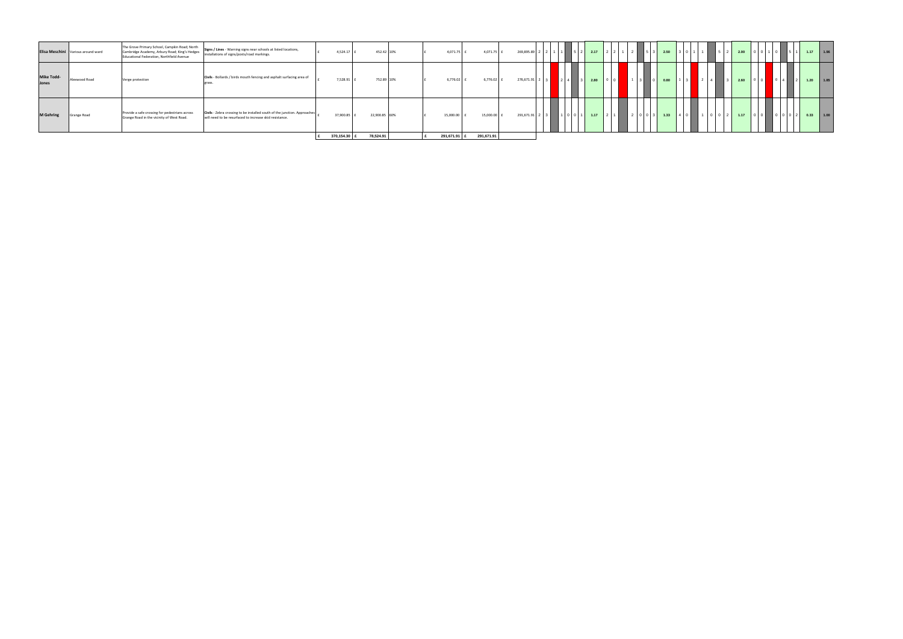| | | | | | | | | | | | | | | | | | | | | | | | | | | | | | | | | | | | | | | | | | | | | | | | | | | | |
|---|---|---|---|---|---|---|---|---|---|---|---|---|---|---|---|---|---|---|---|---|---|---|---|---|---|---|---|---|---|---|---|---|---|---|---|---|---|---|---|---|---|---|---|---|---|---|---|---|---|---|---|
| **Elisa Meschini** | Various around ward | The Grove Primary School, Campkin Road; North Cambridge Academy, Arbury Road; King's Hedges Educational Federation, Northfield Avenue | **Signs / Lines** - Warning signs near schools at listed locations, installations of signs/posts/road markings. | £ 4,524.17 | £ 452.42 | 10% | £ 4,071.75 | £ 4,071.75 | £ 269,895.89 | 2 | 2 | 1 | 1 | | 5 | 2 | 2.17 | 2 | 2 | 1 | 2 | | 5 | 3 | 2.50 | 3 | 0 | 1 | 1 | | 5 | 2 | 2.00 | 0 | 0 | 1 | 0 | | 5 | 1 | 1.17 | 1.96 | | | | | | | | | |
| **Mike Todd-Jones** | Alexwood Road | Verge protection | **Civils** - Bollards / birds mouth fencing and asphalt surfacing area of grass. | £ 7,528.91 | £ 752.89 | 10% | £ 6,776.02 | £ 6,776.02 | £ 276,671.91 | 2 | 3 | | 2 | 4 | | 3 | 2.80 | 0 | 0 | | 1 | 3 | | 0 | 0.80 | 1 | 3 | | 2 | 4 | | 3 | 2.60 | 0 | 0 | | 0 | 4 | | 2 | 1.20 | 1.85 | | | | | | | | | |
| **M Gehring** | Grange Road | Provide a safe crossing for pedestrians across Grange Road in the vicinity of West Road. | **Civils** - Zebra crossing to be installed south of the junction. Approaches will need to be resurfaced to increase skid resistance. | £ 37,900.85 | £ 22,900.85 | 60% | £ 15,000.00 | £ 15,000.00 | £ 291,671.91 | 2 | 3 | | 1 | 0 | 0 | 1 | 1.17 | 2 | 1 | | 2 | 0 | 0 | 3 | 1.33 | 4 | 0 | | 1 | 0 | 0 | 2 | 1.17 | 0 | 0 | | 0 | 0 | 0 | 2 | 0.33 | 1.00 | | | | | | | | | |
| | | | | £ 370,154.30 | £ 78,524.91 | | £ 291,671.91 | £ 291,671.91 | | | | | | | | | | | | | | | | | | | | | | | | | | | | | | | | | | | | | | | | | | | |